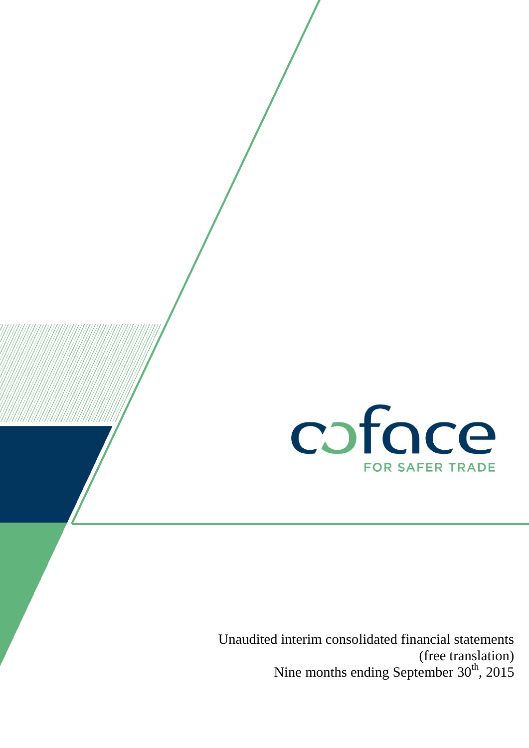coface

FOR SAFER TRADE

Unaudited interim consolidated financial statements
(free translation)
Nine months ending September 30th, 2015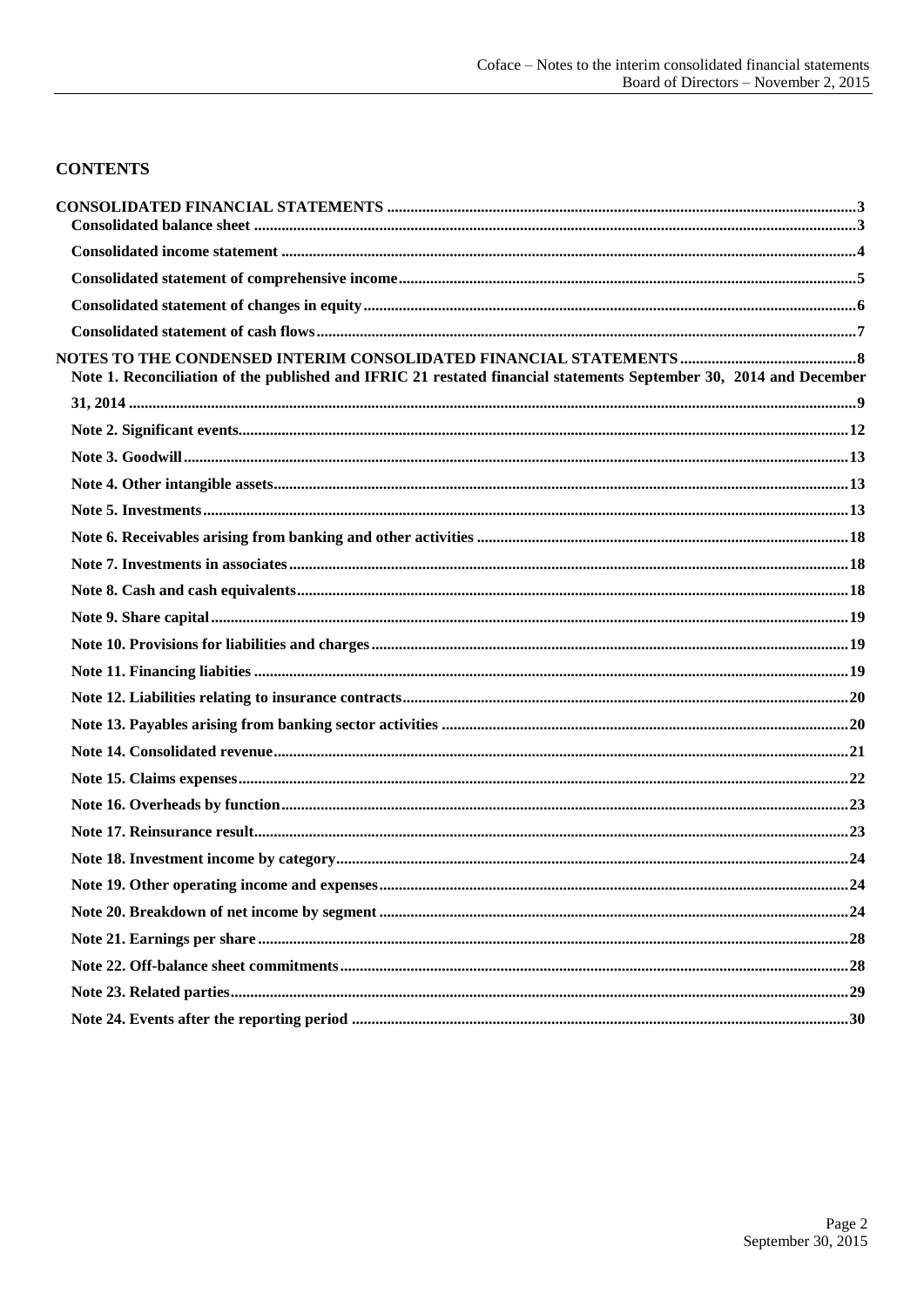## CONTENTS

**CONSOLIDATED FINANCIAL STATEMENTS** ....................................................................................................3

**Consolidated balance sheet** ....................................................................................................3

**Consolidated income statement** ....................................................................................................4

**Consolidated statement of comprehensive income**....................................................................................................5

**Consolidated statement of changes in equity**....................................................................................................6

**Consolidated statement of cash flows**....................................................................................................7

**NOTES TO THE CONDENSED INTERIM CONSOLIDATED FINANCIAL STATEMENTS** ....................................................................................................8

**Note 1. Reconciliation of the published and IFRIC 21 restated financial statements September 30, 2014 and December 31, 2014** ....................................................................................................9

**Note 2. Significant events**....................................................................................................12

**Note 3. Goodwill**....................................................................................................13

**Note 4. Other intangible assets**....................................................................................................13

**Note 5. Investments**....................................................................................................13

**Note 6. Receivables arising from banking and other activities** ....................................................................................................18

**Note 7. Investments in associates**....................................................................................................18

**Note 8. Cash and cash equivalents**....................................................................................................18

**Note 9. Share capital**....................................................................................................19

**Note 10. Provisions for liabilities and charges**....................................................................................................19

**Note 11. Financing liabities** ....................................................................................................19

**Note 12. Liabilities relating to insurance contracts**....................................................................................................20

**Note 13. Payables arising from banking sector activities** ....................................................................................................20

**Note 14. Consolidated revenue**....................................................................................................21

**Note 15. Claims expenses**....................................................................................................22

**Note 16. Overheads by function**....................................................................................................23

**Note 17. Reinsurance result**....................................................................................................23

**Note 18. Investment income by category**....................................................................................................24

**Note 19. Other operating income and expenses**....................................................................................................24

**Note 20. Breakdown of net income by segment** ....................................................................................................24

**Note 21. Earnings per share**....................................................................................................28

**Note 22. Off-balance sheet commitments**....................................................................................................28

**Note 23. Related parties**....................................................................................................29

**Note 24. Events after the reporting period** ....................................................................................................30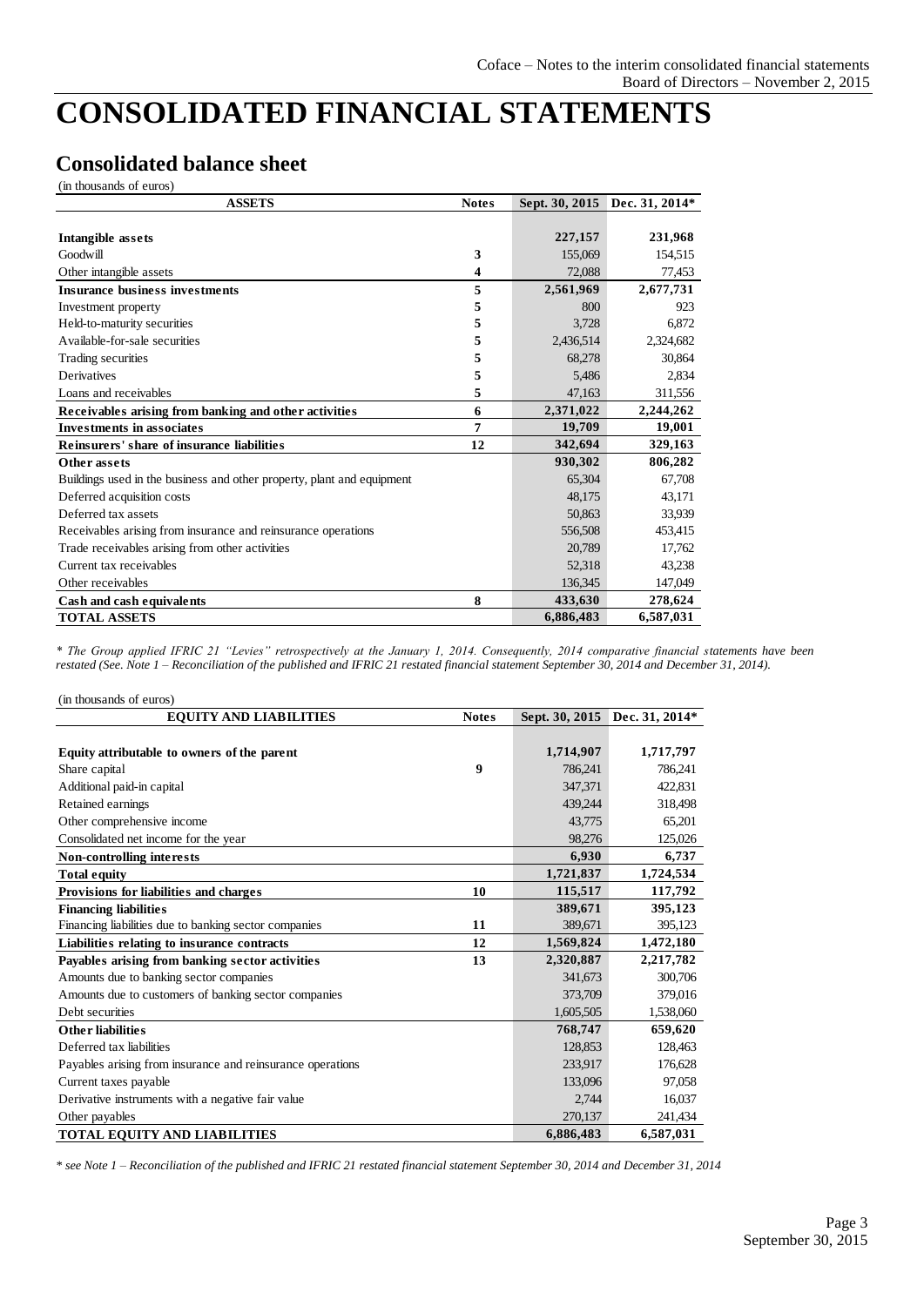# CONSOLIDATED FINANCIAL STATEMENTS

## Consolidated balance sheet

(in thousands of euros)

| ASSETS | Notes | Sept. 30, 2015 | Dec. 31, 2014* |
|---|---|---|---|
| **Intangible assets** | | **227,157** | **231,968** |
| Goodwill | 3 | 155,069 | 154,515 |
| Other intangible assets | 4 | 72,088 | 77,453 |
| **Insurance business investments** | 5 | **2,561,969** | **2,677,731** |
| Investment property | 5 | 800 | 923 |
| Held-to-maturity securities | 5 | 3,728 | 6,872 |
| Available-for-sale securities | 5 | 2,436,514 | 2,324,682 |
| Trading securities | 5 | 68,278 | 30,864 |
| Derivatives | 5 | 5,486 | 2,834 |
| Loans and receivables | 5 | 47,163 | 311,556 |
| **Receivables arising from banking and other activities** | 6 | **2,371,022** | **2,244,262** |
| **Investments in associates** | 7 | **19,709** | **19,001** |
| **Reinsurers' share of insurance liabilities** | 12 | **342,694** | **329,163** |
| **Other assets** | | **930,302** | **806,282** |
| Buildings used in the business and other property, plant and equipment | | 65,304 | 67,708 |
| Deferred acquisition costs | | 48,175 | 43,171 |
| Deferred tax assets | | 50,863 | 33,939 |
| Receivables arising from insurance and reinsurance operations | | 556,508 | 453,415 |
| Trade receivables arising from other activities | | 20,789 | 17,762 |
| Current tax receivables | | 52,318 | 43,238 |
| Other receivables | | 136,345 | 147,049 |
| **Cash and cash equivalents** | 8 | **433,630** | **278,624** |
| **TOTAL ASSETS** | | **6,886,483** | **6,587,031** |

*\* The Group applied IFRIC 21 "Levies" retrospectively at the January 1, 2014. Consequently, 2014 comparative financial statements have been restated (See. Note 1 – Reconciliation of the published and IFRIC 21 restated financial statement September 30, 2014 and December 31, 2014).*

(in thousands of euros)

| EQUITY AND LIABILITIES | Notes | Sept. 30, 2015 | Dec. 31, 2014* |
|---|---|---|---|
| **Equity attributable to owners of the parent** | | **1,714,907** | **1,717,797** |
| Share capital | 9 | 786,241 | 786,241 |
| Additional paid-in capital | | 347,371 | 422,831 |
| Retained earnings | | 439,244 | 318,498 |
| Other comprehensive income | | 43,775 | 65,201 |
| Consolidated net income for the year | | 98,276 | 125,026 |
| **Non-controlling interests** | | **6,930** | **6,737** |
| **Total equity** | | **1,721,837** | **1,724,534** |
| **Provisions for liabilities and charges** | 10 | **115,517** | **117,792** |
| **Financing liabilities** | | **389,671** | **395,123** |
| Financing liabilities due to banking sector companies | 11 | 389,671 | 395,123 |
| **Liabilities relating to insurance contracts** | 12 | **1,569,824** | **1,472,180** |
| **Payables arising from banking sector activities** | 13 | **2,320,887** | **2,217,782** |
| Amounts due to banking sector companies | | 341,673 | 300,706 |
| Amounts due to customers of banking sector companies | | 373,709 | 379,016 |
| Debt securities | | 1,605,505 | 1,538,060 |
| **Other liabilities** | | **768,747** | **659,620** |
| Deferred tax liabilities | | 128,853 | 128,463 |
| Payables arising from insurance and reinsurance operations | | 233,917 | 176,628 |
| Current taxes payable | | 133,096 | 97,058 |
| Derivative instruments with a negative fair value | | 2,744 | 16,037 |
| Other payables | | 270,137 | 241,434 |
| **TOTAL EQUITY AND LIABILITIES** | | **6,886,483** | **6,587,031** |

*\* see Note 1 – Reconciliation of the published and IFRIC 21 restated financial statement September 30, 2014 and December 31, 2014*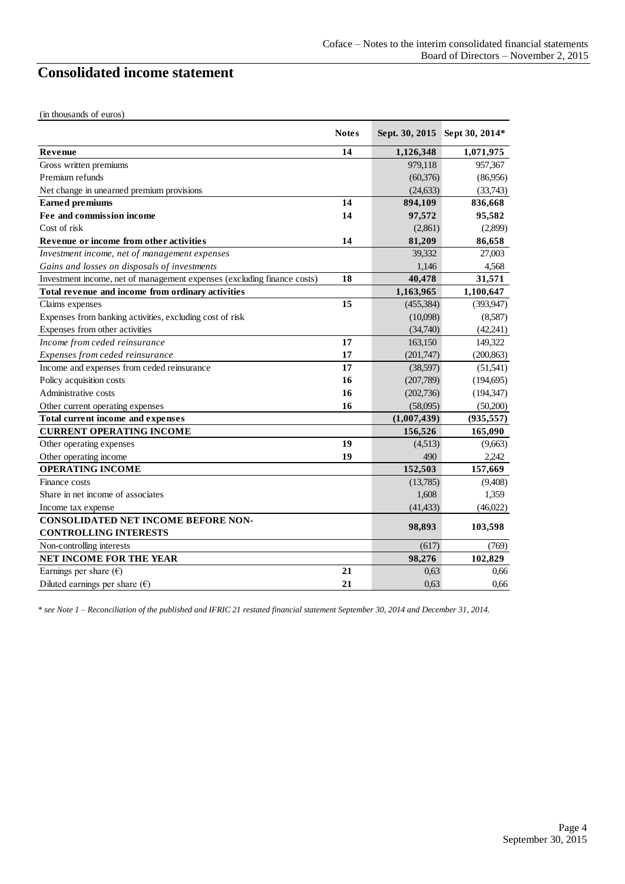# Consolidated income statement

(in thousands of euros)

| | Notes | Sept. 30, 2015 | Sept 30, 2014* |
|---|---|---|---|
| **Revenue** | **14** | **1,126,348** | **1,071,975** |
| Gross written premiums | | 979,118 | 957,367 |
| Premium refunds | | (60,376) | (86,956) |
| Net change in unearned premium provisions | | (24,633) | (33,743) |
| **Earned premiums** | **14** | **894,109** | **836,668** |
| **Fee and commission income** | **14** | **97,572** | **95,582** |
| Cost of risk | | (2,861) | (2,899) |
| **Revenue or income from other activities** | **14** | **81,209** | **86,658** |
| *Investment income, net of management expenses* | | 39,332 | 27,003 |
| *Gains and losses on disposals of investments* | | 1,146 | 4,568 |
| Investment income, net of management expenses (excluding finance costs) | **18** | **40,478** | **31,571** |
| **Total revenue and income from ordinary activities** | | **1,163,965** | **1,100,647** |
| Claims expenses | **15** | (455,384) | (393,947) |
| Expenses from banking activities, excluding cost of risk | | (10,098) | (8,587) |
| Expenses from other activities | | (34,740) | (42,241) |
| *Income from ceded reinsurance* | **17** | 163,150 | 149,322 |
| *Expenses from ceded reinsurance* | **17** | (201,747) | (200,863) |
| Income and expenses from ceded reinsurance | **17** | (38,597) | (51,541) |
| Policy acquisition costs | **16** | (207,789) | (194,695) |
| Administrative costs | **16** | (202,736) | (194,347) |
| Other current operating expenses | **16** | (58,095) | (50,200) |
| **Total current income and expenses** | | **(1,007,439)** | **(935,557)** |
| **CURRENT OPERATING INCOME** | | **156,526** | **165,090** |
| Other operating expenses | **19** | (4,513) | (9,663) |
| Other operating income | **19** | 490 | 2,242 |
| **OPERATING INCOME** | | **152,503** | **157,669** |
| Finance costs | | (13,785) | (9,408) |
| Share in net income of associates | | 1,608 | 1,359 |
| Income tax expense | | (41,433) | (46,022) |
| **CONSOLIDATED NET INCOME BEFORE NON-CONTROLLING INTERESTS** | | **98,893** | **103,598** |
| Non-controlling interests | | (617) | (769) |
| **NET INCOME FOR THE YEAR** | | **98,276** | **102,829** |
| Earnings per share (€) | **21** | 0,63 | 0,66 |
| Diluted earnings per share (€) | **21** | 0,63 | 0,66 |

*\* see Note 1 – Reconciliation of the published and IFRIC 21 restated financial statement September 30, 2014 and December 31, 2014.*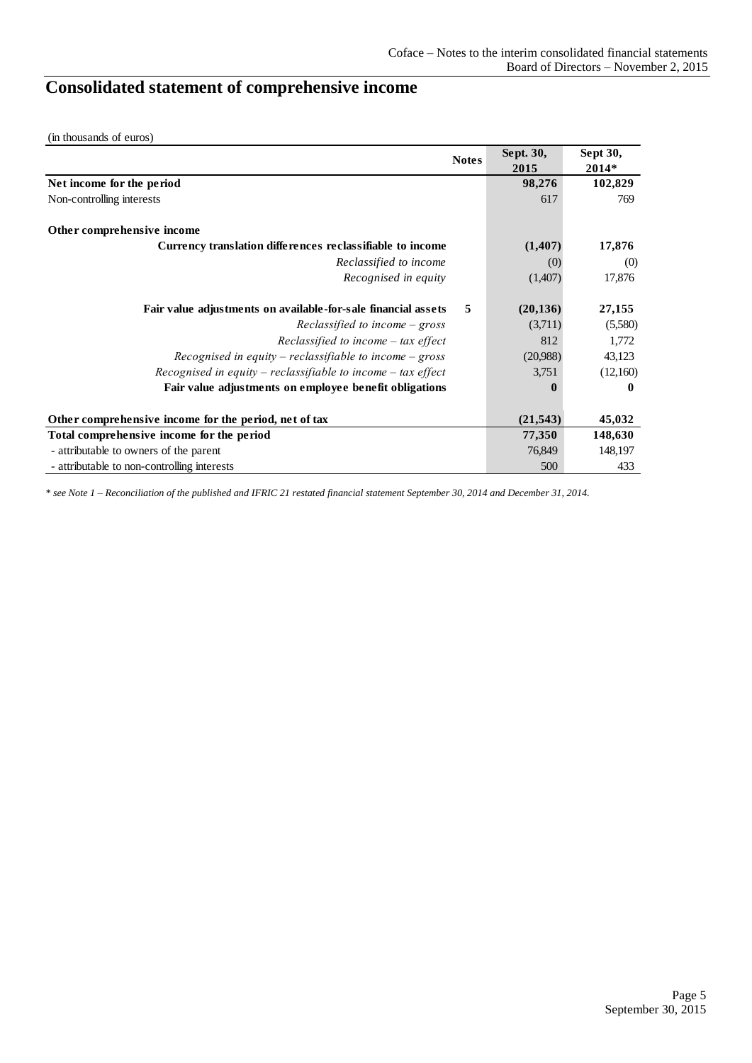# Consolidated statement of comprehensive income

(in thousands of euros)

| | Notes | Sept. 30, 2015 | Sept 30, 2014* |
|---|---|---|---|
| **Net income for the period** | | **98,276** | **102,829** |
| Non-controlling interests | | 617 | 769 |
| | | | |
| **Other comprehensive income** | | | |
| **Currency translation differences reclassifiable to income** | | **(1,407)** | **17,876** |
| *Reclassified to income* | | (0) | (0) |
| *Recognised in equity* | | (1,407) | 17,876 |
| | | | |
| **Fair value adjustments on available-for-sale financial assets** | 5 | **(20,136)** | **27,155** |
| *Reclassified to income – gross* | | (3,711) | (5,580) |
| *Reclassified to income – tax effect* | | 812 | 1,772 |
| *Recognised in equity – reclassifiable to income – gross* | | (20,988) | 43,123 |
| *Recognised in equity – reclassifiable to income – tax effect* | | 3,751 | (12,160) |
| **Fair value adjustments on employee benefit obligations** | | **0** | **0** |
| | | | |
| **Other comprehensive income for the period, net of tax** | | **(21,543)** | **45,032** |
| **Total comprehensive income for the period** | | **77,350** | **148,630** |
| - attributable to owners of the parent | | 76,849 | 148,197 |
| - attributable to non-controlling interests | | 500 | 433 |

*\* see Note 1 – Reconciliation of the published and IFRIC 21 restated financial statement September 30, 2014 and December 31, 2014.*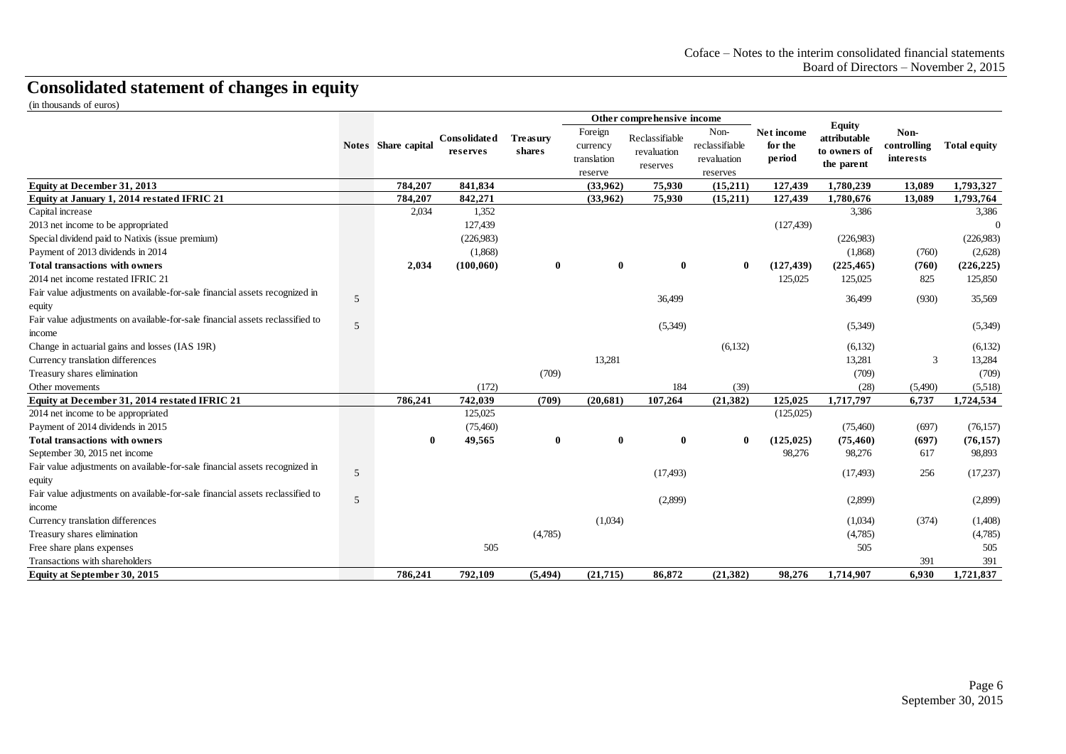# Consolidated statement of changes in equity

(in thousands of euros)

| | Notes | Share capital | Consolidated reserves | Treasury shares | Other comprehensive income | | | Net income for the period | Equity attributable to owners of the parent | Non-controlling interests | Total equity |
|---|---|---|---|---|---|---|---|---|---|---|---|
| | | | | | Foreign currency translation reserve | Reclassifiable revaluation reserves | Non-reclassifiable revaluation reserves | | | | |
| **Equity at December 31, 2013** | | **784,207** | **841,834** | | **(33,962)** | **75,930** | **(15,211)** | **127,439** | **1,780,239** | **13,089** | **1,793,327** |
| **Equity at January 1, 2014 restated IFRIC 21** | | **784,207** | **842,271** | | **(33,962)** | **75,930** | **(15,211)** | **127,439** | **1,780,676** | **13,089** | **1,793,764** |
| Capital increase | | 2,034 | 1,352 | | | | | | 3,386 | | 3,386 |
| 2013 net income to be appropriated | | | 127,439 | | | | | (127,439) | | | 0 |
| Special dividend paid to Natixis (issue premium) | | | (226,983) | | | | | | (226,983) | | (226,983) |
| Payment of 2013 dividends in 2014 | | | (1,868) | | | | | | (1,868) | (760) | (2,628) |
| **Total transactions with owners** | | **2,034** | **(100,060)** | **0** | **0** | **0** | **0** | **(127,439)** | **(225,465)** | **(760)** | **(226,225)** |
| 2014 net income restated IFRIC 21 | | | | | | | | 125,025 | 125,025 | 825 | 125,850 |
| Fair value adjustments on available-for-sale financial assets recognized in equity | 5 | | | | | 36,499 | | | 36,499 | (930) | 35,569 |
| Fair value adjustments on available-for-sale financial assets reclassified to income | 5 | | | | | (5,349) | | | (5,349) | | (5,349) |
| Change in actuarial gains and losses (IAS 19R) | | | | | | | (6,132) | | (6,132) | | (6,132) |
| Currency translation differences | | | | | 13,281 | | | | 13,281 | 3 | 13,284 |
| Treasury shares elimination | | | | (709) | | | | | (709) | | (709) |
| Other movements | | | (172) | | | 184 | (39) | | (28) | (5,490) | (5,518) |
| **Equity at December 31, 2014 restated IFRIC 21** | | **786,241** | **742,039** | **(709)** | **(20,681)** | **107,264** | **(21,382)** | **125,025** | **1,717,797** | **6,737** | **1,724,534** |
| 2014 net income to be appropriated | | | 125,025 | | | | | (125,025) | | | |
| Payment of 2014 dividends in 2015 | | | (75,460) | | | | | | (75,460) | (697) | (76,157) |
| **Total transactions with owners** | | **0** | **49,565** | **0** | **0** | **0** | **0** | **(125,025)** | **(75,460)** | **(697)** | **(76,157)** |
| September 30, 2015 net income | | | | | | | | 98,276 | 98,276 | 617 | 98,893 |
| Fair value adjustments on available-for-sale financial assets recognized in equity | 5 | | | | | (17,493) | | | (17,493) | 256 | (17,237) |
| Fair value adjustments on available-for-sale financial assets reclassified to income | 5 | | | | | (2,899) | | | (2,899) | | (2,899) |
| Currency translation differences | | | | | (1,034) | | | | (1,034) | (374) | (1,408) |
| Treasury shares elimination | | | | (4,785) | | | | | (4,785) | | (4,785) |
| Free share plans expenses | | | 505 | | | | | | 505 | | 505 |
| Transactions with shareholders | | | | | | | | | | 391 | 391 |
| **Equity at September 30, 2015** | | **786,241** | **792,109** | **(5,494)** | **(21,715)** | **86,872** | **(21,382)** | **98,276** | **1,714,907** | **6,930** | **1,721,837** |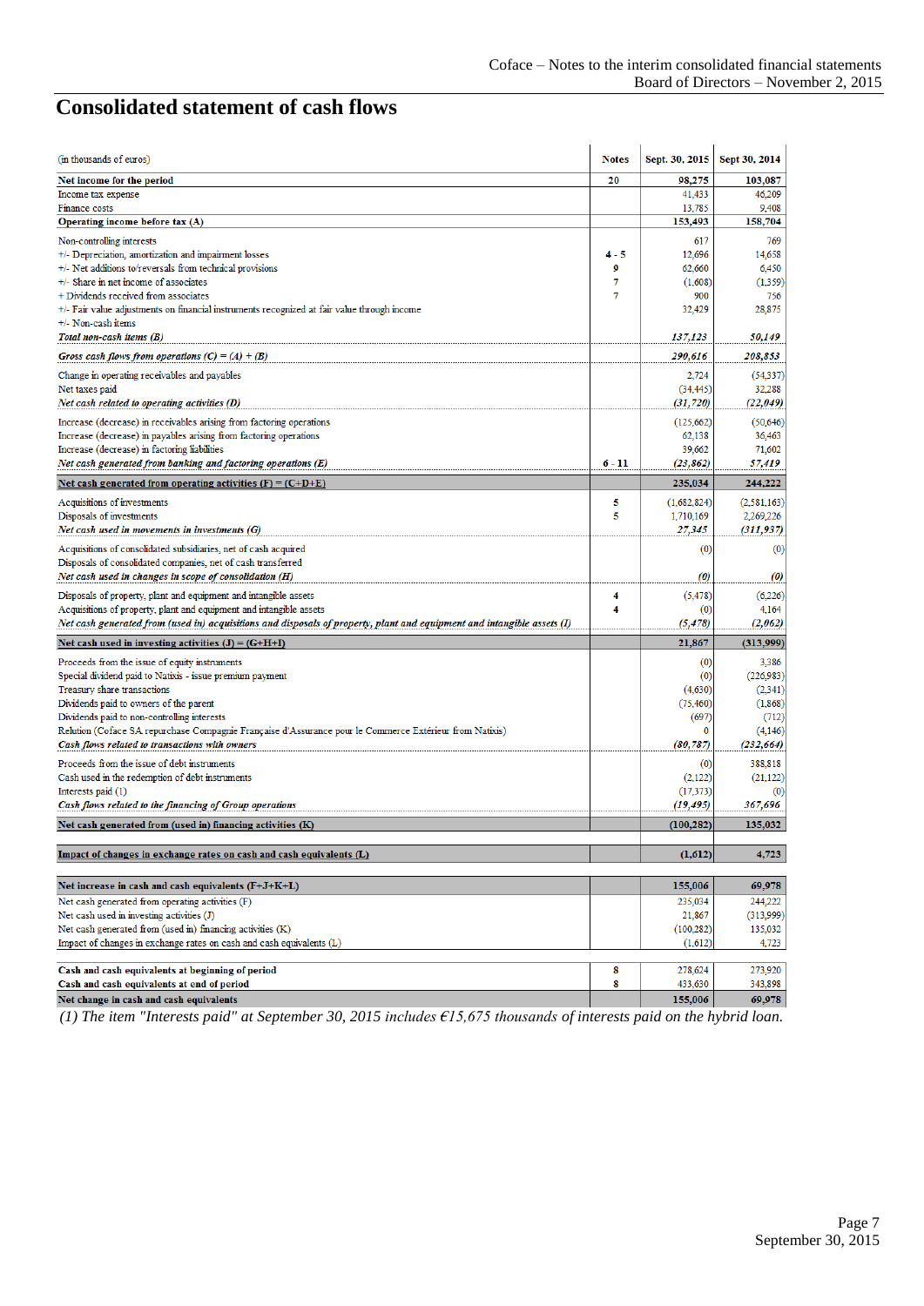# Consolidated statement of cash flows

| (in thousands of euros) | Notes | Sept. 30, 2015 | Sept 30, 2014 |
|---|---|---|---|
| **Net income for the period** | 20 | **98,275** | **103,087** |
| Income tax expense | | 41,433 | 46,209 |
| Finance costs | | 13,785 | 9,408 |
| **Operating income before tax (A)** | | **153,493** | **158,704** |
| Non-controlling interests | | 617 | 769 |
| +/- Depreciation, amortization and impairment losses | 4 - 5 | 12,696 | 14,658 |
| +/- Net additions to/reversals from technical provisions | 9 | 62,660 | 6,450 |
| +/- Share in net income of associates | 7 | (1,608) | (1,359) |
| + Dividends received from associates | 7 | 900 | 756 |
| +/- Fair value adjustments on financial instruments recognized at fair value through income | | 32,429 | 28,875 |
| +/- Non-cash items | | | |
| ***Total non-cash items (B)*** | | ***137,123*** | ***50,149*** |
| ***Gross cash flows from operations (C) = (A) + (B)*** | | ***290,616*** | ***208,853*** |
| Change in operating receivables and payables | | 2,724 | (54,337) |
| Net taxes paid | | (34,445) | 32,288 |
| ***Net cash related to operating activities (D)*** | | ***(31,720)*** | ***(22,049)*** |
| Increase (decrease) in receivables arising from factoring operations | | (125,662) | (50,646) |
| Increase (decrease) in payables arising from factoring operations | | 62,138 | 36,463 |
| Increase (decrease) in factoring liabilities | | 39,662 | 71,602 |
| ***Net cash generated from banking and factoring operations (E)*** | 6 - 11 | ***(23,862)*** | ***57,419*** |
| **Net cash generated from operating activities (F) = (C+D+E)** | | **235,034** | **244,222** |
| Acquisitions of investments | 5 | (1,682,824) | (2,581,163) |
| Disposals of investments | 5 | 1,710,169 | 2,269,226 |
| ***Net cash used in movements in investments (G)*** | | ***27,345*** | ***(311,937)*** |
| Acquisitions of consolidated subsidiaries, net of cash acquired | | (0) | (0) |
| Disposals of consolidated companies, net of cash transferred | | | |
| ***Net cash used in changes in scope of consolidation (H)*** | | ***(0)*** | ***(0)*** |
| Disposals of property, plant and equipment and intangible assets | 4 | (5,478) | (6,226) |
| Acquisitions of property, plant and equipment and intangible assets | 4 | (0) | 4,164 |
| ***Net cash generated from (used in) acquisitions and disposals of property, plant and equipment and intangible assets (I)*** | | ***(5,478)*** | ***(2,062)*** |
| **Net cash used in investing activities (J) = (G+H+I)** | | **21,867** | **(313,999)** |
| Proceeds from the issue of equity instruments | | (0) | 3,386 |
| Special dividend paid to Natixis - issue premium payment | | (0) | (226,983) |
| Treasury share transactions | | (4,630) | (2,341) |
| Dividends paid to owners of the parent | | (75,460) | (1,868) |
| Dividends paid to non-controlling interests | | (697) | (712) |
| Relution (Coface SA repurchase Compagnie Française d'Assurance pour le Commerce Extérieur from Natixis) | | 0 | (4,146) |
| ***Cash flows related to transactions with owners*** | | ***(80,787)*** | ***(232,664)*** |
| Proceeds from the issue of debt instruments | | (0) | 388,818 |
| Cash used in the redemption of debt instruments | | (2,122) | (21,122) |
| Interests paid (1) | | (17,373) | (0) |
| ***Cash flows related to the financing of Group operations*** | | ***(19,495)*** | ***367,696*** |
| **Net cash generated from (used in) financing activities (K)** | | **(100,282)** | **135,032** |
| **Impact of changes in exchange rates on cash and cash equivalents (L)** | | **(1,612)** | **4,723** |
| **Net increase in cash and cash equivalents (F+J+K+L)** | | **155,006** | **69,978** |
| Net cash generated from operating activities (F) | | 235,034 | 244,222 |
| Net cash used in investing activities (J) | | 21,867 | (313,999) |
| Net cash generated from (used in) financing activities (K) | | (100,282) | 135,032 |
| Impact of changes in exchange rates on cash and cash equivalents (L) | | (1,612) | 4,723 |
| **Cash and cash equivalents at beginning of period** | 8 | 278,624 | 273,920 |
| **Cash and cash equivalents at end of period** | 8 | 433,630 | 343,898 |
| **Net change in cash and cash equivalents** | | **155,006** | **69,978** |

*(1) The item "Interests paid" at September 30, 2015 includes €15,675 thousands of interests paid on the hybrid loan.*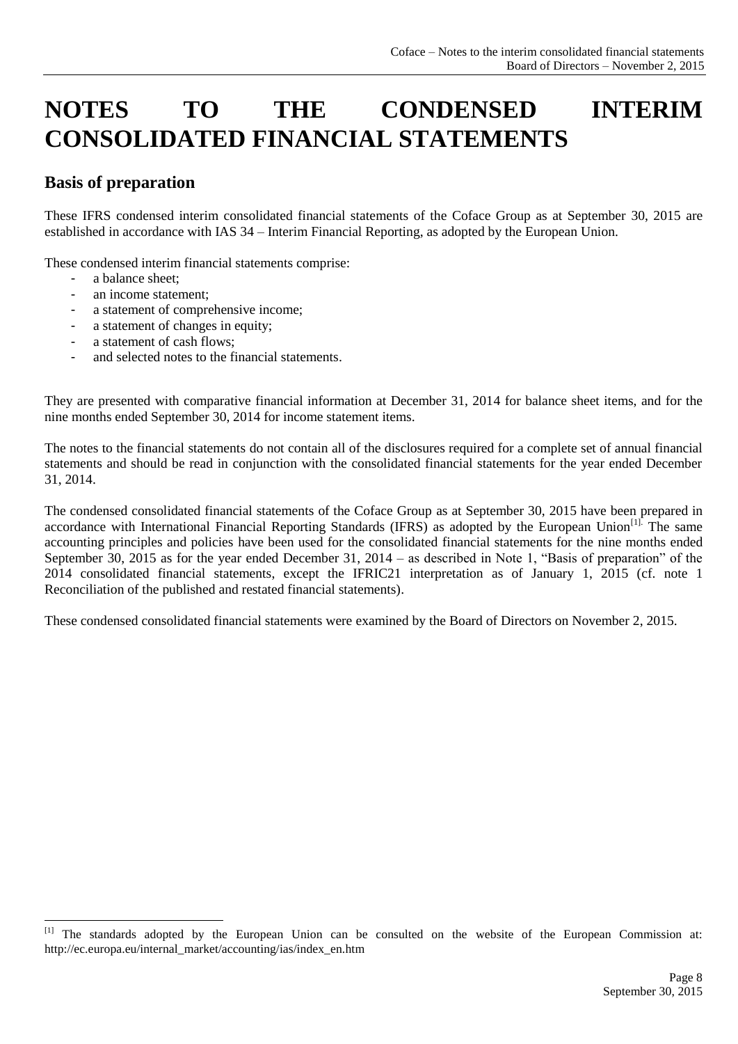# NOTES TO THE CONDENSED INTERIM CONSOLIDATED FINANCIAL STATEMENTS

## Basis of preparation

These IFRS condensed interim consolidated financial statements of the Coface Group as at September 30, 2015 are established in accordance with IAS 34 – Interim Financial Reporting, as adopted by the European Union.

These condensed interim financial statements comprise:

- a balance sheet;
- an income statement;
- a statement of comprehensive income;
- a statement of changes in equity;
- a statement of cash flows;
- and selected notes to the financial statements.

They are presented with comparative financial information at December 31, 2014 for balance sheet items, and for the nine months ended September 30, 2014 for income statement items.

The notes to the financial statements do not contain all of the disclosures required for a complete set of annual financial statements and should be read in conjunction with the consolidated financial statements for the year ended December 31, 2014.

The condensed consolidated financial statements of the Coface Group as at September 30, 2015 have been prepared in accordance with International Financial Reporting Standards (IFRS) as adopted by the European Union[1]. The same accounting principles and policies have been used for the consolidated financial statements for the nine months ended September 30, 2015 as for the year ended December 31, 2014 – as described in Note 1, "Basis of preparation" of the 2014 consolidated financial statements, except the IFRIC21 interpretation as of January 1, 2015 (cf. note 1 Reconciliation of the published and restated financial statements).

These condensed consolidated financial statements were examined by the Board of Directors on November 2, 2015.

[1] The standards adopted by the European Union can be consulted on the website of the European Commission at: http://ec.europa.eu/internal_market/accounting/ias/index_en.htm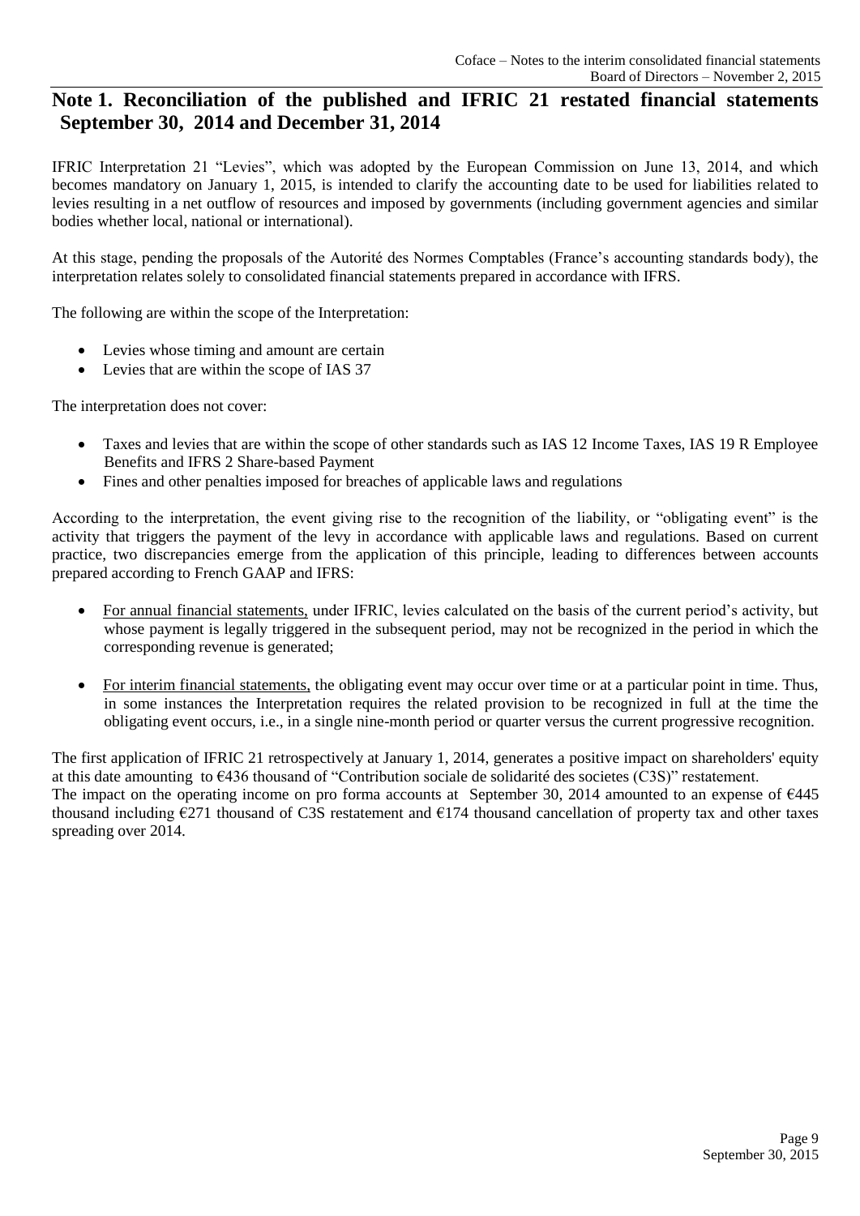## Note 1. Reconciliation of the published and IFRIC 21 restated financial statements September 30, 2014 and December 31, 2014

IFRIC Interpretation 21 "Levies", which was adopted by the European Commission on June 13, 2014, and which becomes mandatory on January 1, 2015, is intended to clarify the accounting date to be used for liabilities related to levies resulting in a net outflow of resources and imposed by governments (including government agencies and similar bodies whether local, national or international).

At this stage, pending the proposals of the Autorité des Normes Comptables (France's accounting standards body), the interpretation relates solely to consolidated financial statements prepared in accordance with IFRS.

The following are within the scope of the Interpretation:

- Levies whose timing and amount are certain
- Levies that are within the scope of IAS 37

The interpretation does not cover:

- Taxes and levies that are within the scope of other standards such as IAS 12 Income Taxes, IAS 19 R Employee Benefits and IFRS 2 Share-based Payment
- Fines and other penalties imposed for breaches of applicable laws and regulations

According to the interpretation, the event giving rise to the recognition of the liability, or "obligating event" is the activity that triggers the payment of the levy in accordance with applicable laws and regulations. Based on current practice, two discrepancies emerge from the application of this principle, leading to differences between accounts prepared according to French GAAP and IFRS:

- For annual financial statements, under IFRIC, levies calculated on the basis of the current period's activity, but whose payment is legally triggered in the subsequent period, may not be recognized in the period in which the corresponding revenue is generated;

- For interim financial statements, the obligating event may occur over time or at a particular point in time. Thus, in some instances the Interpretation requires the related provision to be recognized in full at the time the obligating event occurs, i.e., in a single nine-month period or quarter versus the current progressive recognition.

The first application of IFRIC 21 retrospectively at January 1, 2014, generates a positive impact on shareholders' equity at this date amounting to €436 thousand of "Contribution sociale de solidarité des societes (C3S)" restatement.
The impact on the operating income on pro forma accounts at September 30, 2014 amounted to an expense of €445 thousand including €271 thousand of C3S restatement and €174 thousand cancellation of property tax and other taxes spreading over 2014.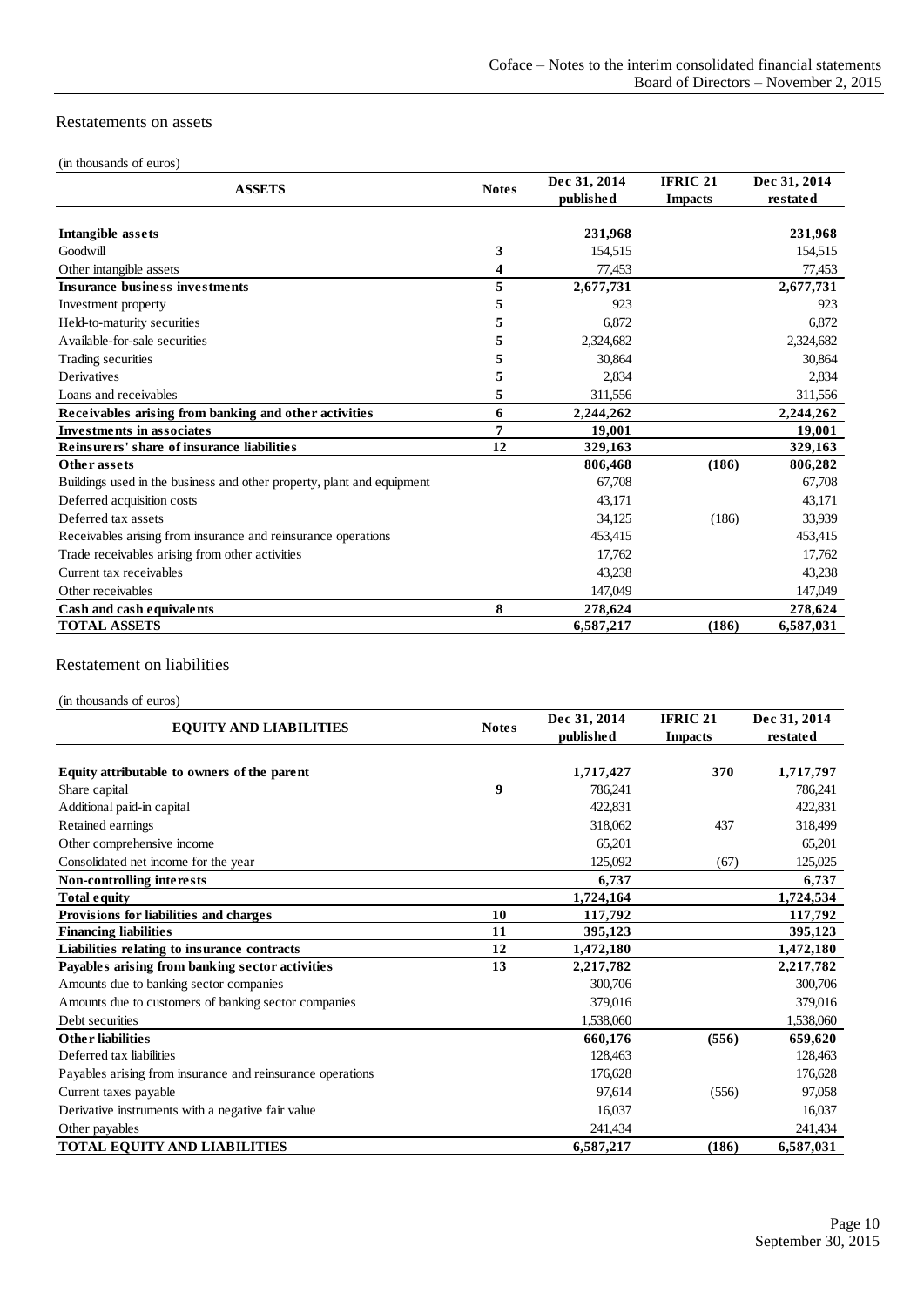## Restatements on assets

(in thousands of euros)

| ASSETS | Notes | Dec 31, 2014 published | IFRIC 21 Impacts | Dec 31, 2014 restated |
|---|---|---|---|---|
| **Intangible assets** | | **231,968** | | **231,968** |
| Goodwill | 3 | 154,515 | | 154,515 |
| Other intangible assets | 4 | 77,453 | | 77,453 |
| **Insurance business investments** | 5 | **2,677,731** | | **2,677,731** |
| Investment property | 5 | 923 | | 923 |
| Held-to-maturity securities | 5 | 6,872 | | 6,872 |
| Available-for-sale securities | 5 | 2,324,682 | | 2,324,682 |
| Trading securities | 5 | 30,864 | | 30,864 |
| Derivatives | 5 | 2,834 | | 2,834 |
| Loans and receivables | 5 | 311,556 | | 311,556 |
| **Receivables arising from banking and other activities** | 6 | **2,244,262** | | **2,244,262** |
| **Investments in associates** | 7 | **19,001** | | **19,001** |
| **Reinsurers' share of insurance liabilities** | 12 | **329,163** | | **329,163** |
| **Other assets** | | **806,468** | **(186)** | **806,282** |
| Buildings used in the business and other property, plant and equipment | | 67,708 | | 67,708 |
| Deferred acquisition costs | | 43,171 | | 43,171 |
| Deferred tax assets | | 34,125 | (186) | 33,939 |
| Receivables arising from insurance and reinsurance operations | | 453,415 | | 453,415 |
| Trade receivables arising from other activities | | 17,762 | | 17,762 |
| Current tax receivables | | 43,238 | | 43,238 |
| Other receivables | | 147,049 | | 147,049 |
| **Cash and cash equivalents** | 8 | **278,624** | | **278,624** |
| **TOTAL ASSETS** | | **6,587,217** | **(186)** | **6,587,031** |

## Restatement on liabilities

(in thousands of euros)

| EQUITY AND LIABILITIES | Notes | Dec 31, 2014 published | IFRIC 21 Impacts | Dec 31, 2014 restated |
|---|---|---|---|---|
| **Equity attributable to owners of the parent** | | **1,717,427** | **370** | **1,717,797** |
| Share capital | 9 | 786,241 | | 786,241 |
| Additional paid-in capital | | 422,831 | | 422,831 |
| Retained earnings | | 318,062 | 437 | 318,499 |
| Other comprehensive income | | 65,201 | | 65,201 |
| Consolidated net income for the year | | 125,092 | (67) | 125,025 |
| **Non-controlling interests** | | **6,737** | | **6,737** |
| **Total equity** | | **1,724,164** | | **1,724,534** |
| **Provisions for liabilities and charges** | 10 | **117,792** | | **117,792** |
| **Financing liabilities** | 11 | **395,123** | | **395,123** |
| **Liabilities relating to insurance contracts** | 12 | **1,472,180** | | **1,472,180** |
| **Payables arising from banking sector activities** | 13 | **2,217,782** | | **2,217,782** |
| Amounts due to banking sector companies | | 300,706 | | 300,706 |
| Amounts due to customers of banking sector companies | | 379,016 | | 379,016 |
| Debt securities | | 1,538,060 | | 1,538,060 |
| **Other liabilities** | | **660,176** | **(556)** | **659,620** |
| Deferred tax liabilities | | 128,463 | | 128,463 |
| Payables arising from insurance and reinsurance operations | | 176,628 | | 176,628 |
| Current taxes payable | | 97,614 | (556) | 97,058 |
| Derivative instruments with a negative fair value | | 16,037 | | 16,037 |
| Other payables | | 241,434 | | 241,434 |
| **TOTAL EQUITY AND LIABILITIES** | | **6,587,217** | **(186)** | **6,587,031** |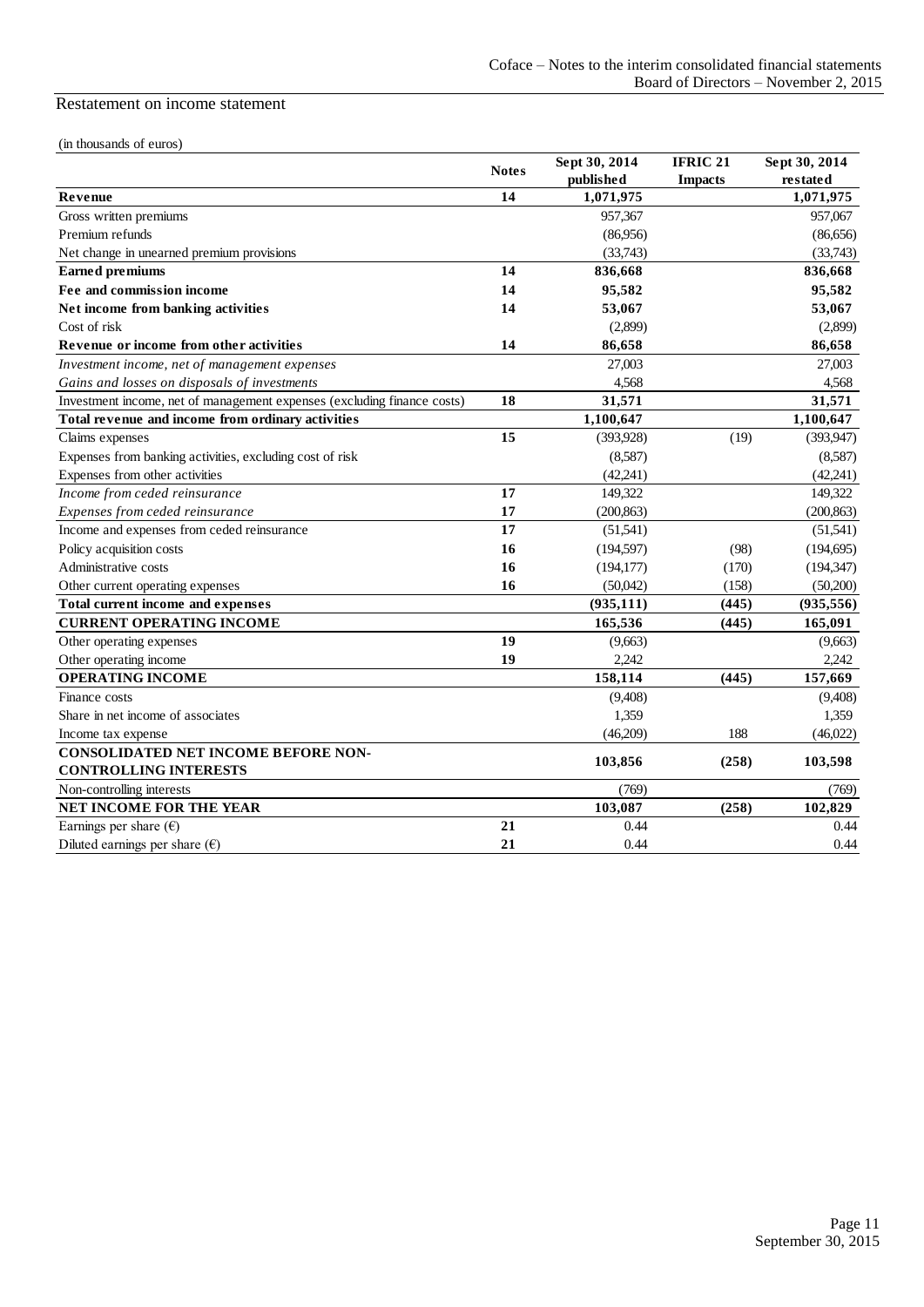Restatement on income statement

(in thousands of euros)

| | Notes | Sept 30, 2014 published | IFRIC 21 Impacts | Sept 30, 2014 restated |
|---|---|---|---|---|
| **Revenue** | **14** | **1,071,975** | | **1,071,975** |
| Gross written premiums | | 957,367 | | 957,067 |
| Premium refunds | | (86,956) | | (86,656) |
| Net change in unearned premium provisions | | (33,743) | | (33,743) |
| **Earned premiums** | **14** | **836,668** | | **836,668** |
| **Fee and commission income** | **14** | **95,582** | | **95,582** |
| **Net income from banking activities** | **14** | **53,067** | | **53,067** |
| Cost of risk | | (2,899) | | (2,899) |
| **Revenue or income from other activities** | **14** | **86,658** | | **86,658** |
| *Investment income, net of management expenses* | | 27,003 | | 27,003 |
| *Gains and losses on disposals of investments* | | 4,568 | | 4,568 |
| Investment income, net of management expenses (excluding finance costs) | **18** | **31,571** | | **31,571** |
| **Total revenue and income from ordinary activities** | | **1,100,647** | | **1,100,647** |
| Claims expenses | **15** | (393,928) | (19) | (393,947) |
| Expenses from banking activities, excluding cost of risk | | (8,587) | | (8,587) |
| Expenses from other activities | | (42,241) | | (42,241) |
| *Income from ceded reinsurance* | **17** | 149,322 | | 149,322 |
| *Expenses from ceded reinsurance* | **17** | (200,863) | | (200,863) |
| Income and expenses from ceded reinsurance | **17** | (51,541) | | (51,541) |
| Policy acquisition costs | **16** | (194,597) | (98) | (194,695) |
| Administrative costs | **16** | (194,177) | (170) | (194,347) |
| Other current operating expenses | **16** | (50,042) | (158) | (50,200) |
| **Total current income and expenses** | | **(935,111)** | **(445)** | **(935,556)** |
| **CURRENT OPERATING INCOME** | | **165,536** | **(445)** | **165,091** |
| Other operating expenses | **19** | (9,663) | | (9,663) |
| Other operating income | **19** | 2,242 | | 2,242 |
| **OPERATING INCOME** | | **158,114** | **(445)** | **157,669** |
| Finance costs | | (9,408) | | (9,408) |
| Share in net income of associates | | 1,359 | | 1,359 |
| Income tax expense | | (46,209) | 188 | (46,022) |
| **CONSOLIDATED NET INCOME BEFORE NON-CONTROLLING INTERESTS** | | **103,856** | **(258)** | **103,598** |
| Non-controlling interests | | (769) | | (769) |
| **NET INCOME FOR THE YEAR** | | **103,087** | **(258)** | **102,829** |
| Earnings per share (€) | **21** | 0.44 | | 0.44 |
| Diluted earnings per share (€) | **21** | 0.44 | | 0.44 |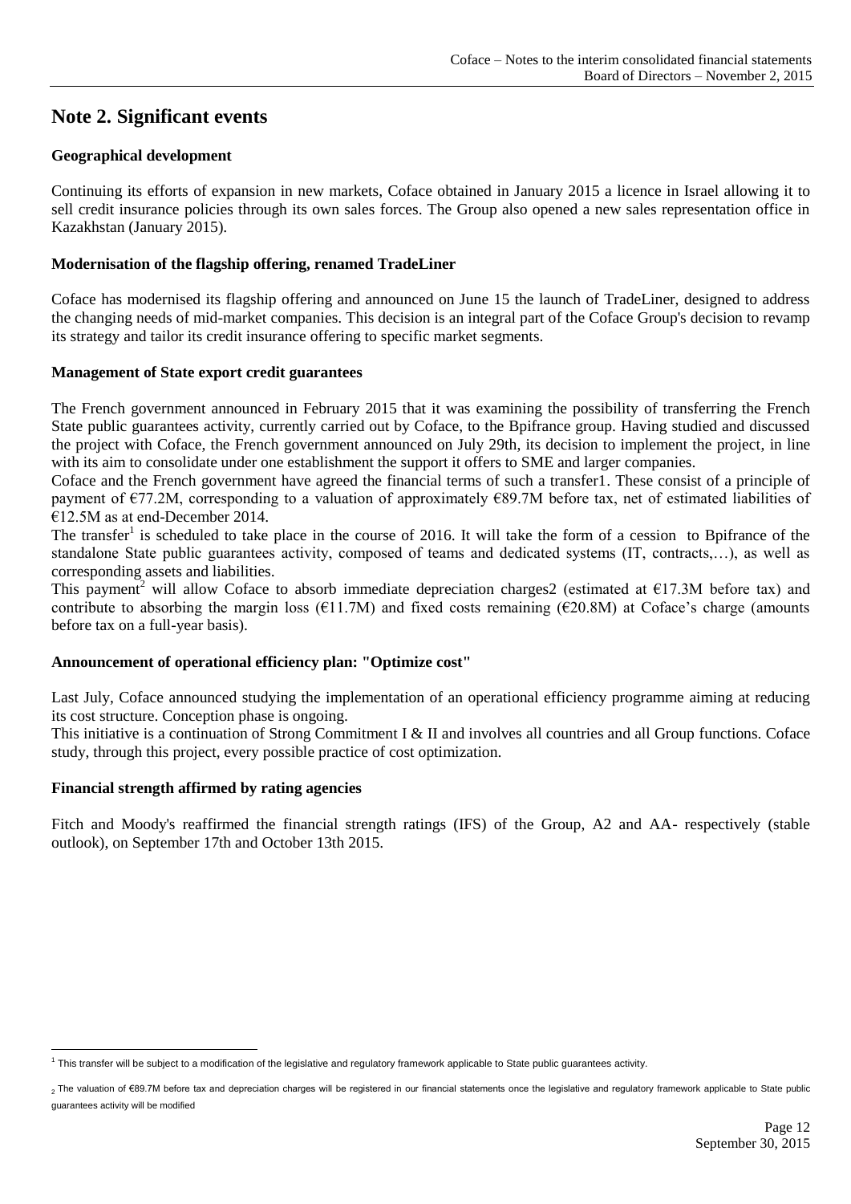## Note 2. Significant events

**Geographical development**

Continuing its efforts of expansion in new markets, Coface obtained in January 2015 a licence in Israel allowing it to sell credit insurance policies through its own sales forces. The Group also opened a new sales representation office in Kazakhstan (January 2015).

**Modernisation of the flagship offering, renamed TradeLiner**

Coface has modernised its flagship offering and announced on June 15 the launch of TradeLiner, designed to address the changing needs of mid-market companies. This decision is an integral part of the Coface Group's decision to revamp its strategy and tailor its credit insurance offering to specific market segments.

**Management of State export credit guarantees**

The French government announced in February 2015 that it was examining the possibility of transferring the French State public guarantees activity, currently carried out by Coface, to the Bpifrance group. Having studied and discussed the project with Coface, the French government announced on July 29th, its decision to implement the project, in line with its aim to consolidate under one establishment the support it offers to SME and larger companies.

Coface and the French government have agreed the financial terms of such a transfer1. These consist of a principle of payment of €77.2M, corresponding to a valuation of approximately €89.7M before tax, net of estimated liabilities of €12.5M as at end-December 2014.

The transfer[1] is scheduled to take place in the course of 2016. It will take the form of a cession to Bpifrance of the standalone State public guarantees activity, composed of teams and dedicated systems (IT, contracts,…), as well as corresponding assets and liabilities.

This payment[2] will allow Coface to absorb immediate depreciation charges2 (estimated at €17.3M before tax) and contribute to absorbing the margin loss (€11.7M) and fixed costs remaining (€20.8M) at Coface's charge (amounts before tax on a full-year basis).

**Announcement of operational efficiency plan: "Optimize cost"**

Last July, Coface announced studying the implementation of an operational efficiency programme aiming at reducing its cost structure. Conception phase is ongoing.

This initiative is a continuation of Strong Commitment I & II and involves all countries and all Group functions. Coface study, through this project, every possible practice of cost optimization.

**Financial strength affirmed by rating agencies**

Fitch and Moody's reaffirmed the financial strength ratings (IFS) of the Group, A2 and AA- respectively (stable outlook), on September 17th and October 13th 2015.

---

[1] This transfer will be subject to a modification of the legislative and regulatory framework applicable to State public guarantees activity.

[2] The valuation of €89.7M before tax and depreciation charges will be registered in our financial statements once the legislative and regulatory framework applicable to State public guarantees activity will be modified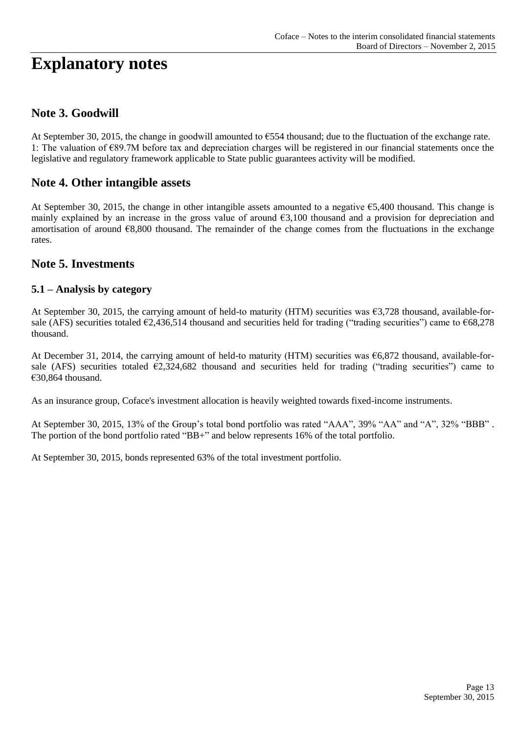# Explanatory notes

## Note 3. Goodwill

At September 30, 2015, the change in goodwill amounted to €554 thousand; due to the fluctuation of the exchange rate.
1: The valuation of €89.7M before tax and depreciation charges will be registered in our financial statements once the legislative and regulatory framework applicable to State public guarantees activity will be modified.

## Note 4. Other intangible assets

At September 30, 2015, the change in other intangible assets amounted to a negative €5,400 thousand. This change is mainly explained by an increase in the gross value of around €3,100 thousand and a provision for depreciation and amortisation of around €8,800 thousand. The remainder of the change comes from the fluctuations in the exchange rates.

## Note 5. Investments

### 5.1 – Analysis by category

At September 30, 2015, the carrying amount of held-to maturity (HTM) securities was €3,728 thousand, available-for-sale (AFS) securities totaled €2,436,514 thousand and securities held for trading ("trading securities") came to €68,278 thousand.

At December 31, 2014, the carrying amount of held-to maturity (HTM) securities was €6,872 thousand, available-for-sale (AFS) securities totaled €2,324,682 thousand and securities held for trading ("trading securities") came to €30,864 thousand.

As an insurance group, Coface's investment allocation is heavily weighted towards fixed-income instruments.

At September 30, 2015, 13% of the Group's total bond portfolio was rated "AAA", 39% "AA" and "A", 32% "BBB" . The portion of the bond portfolio rated "BB+" and below represents 16% of the total portfolio.

At September 30, 2015, bonds represented 63% of the total investment portfolio.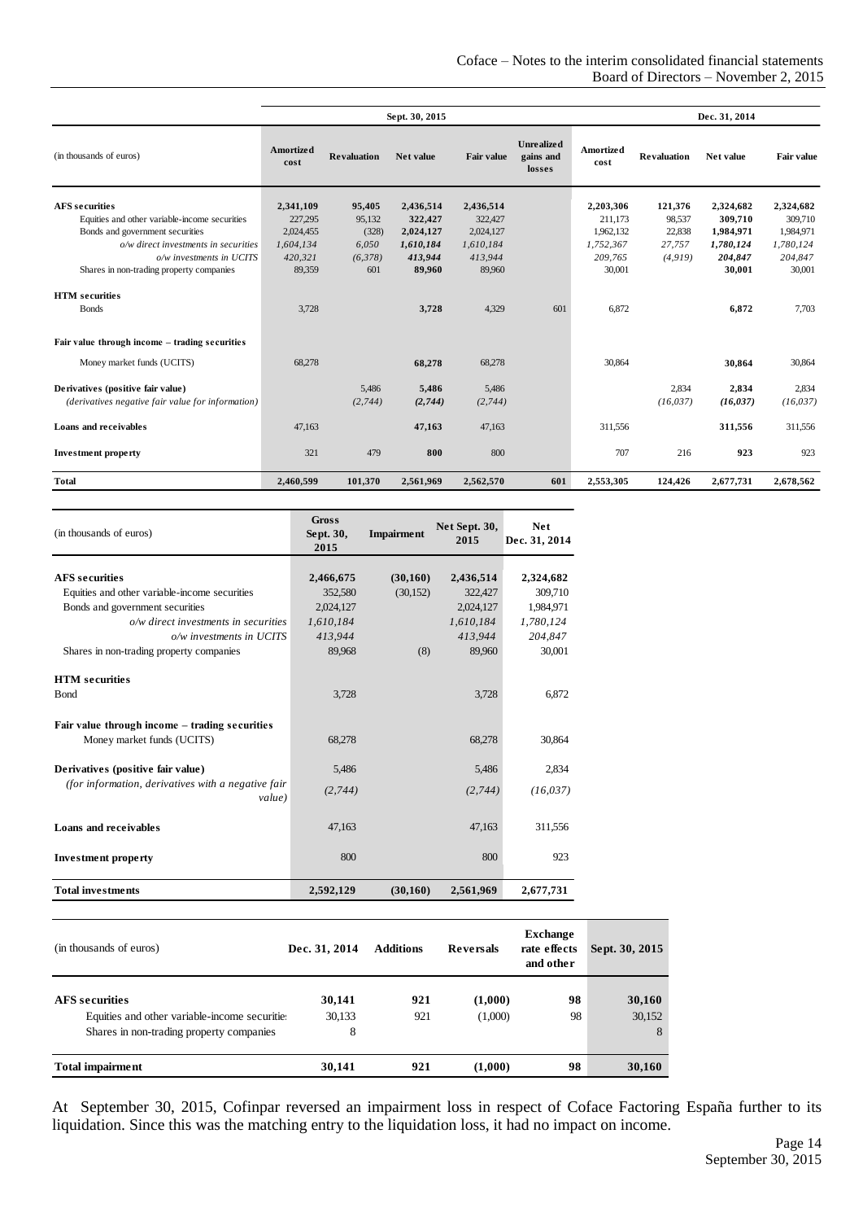| (in thousands of euros) | Sept. 30, 2015 | | | | | Dec. 31, 2014 | | | |
|---|---|---|---|---|---|---|---|---|---|
| | Amortized cost | Revaluation | Net value | Fair value | Unrealized gains and losses | Amortized cost | Revaluation | Net value | Fair value |
| **AFS securities** | **2,341,109** | **95,405** | **2,436,514** | **2,436,514** | | **2,203,306** | **121,376** | **2,324,682** | **2,324,682** |
| Equities and other variable-income securities | 227,295 | 95,132 | **322,427** | 322,427 | | 211,173 | 98,537 | **309,710** | 309,710 |
| Bonds and government securities | 2,024,455 | (328) | **2,024,127** | 2,024,127 | | 1,962,132 | 22,838 | **1,984,971** | 1,984,971 |
| *o/w direct investments in securities* | *1,604,134* | *6,050* | ***1,610,184*** | *1,610,184* | | *1,752,367* | *27,757* | ***1,780,124*** | *1,780,124* |
| *o/w investments in UCITS* | *420,321* | *(6,378)* | ***413,944*** | *413,944* | | *209,765* | *(4,919)* | ***204,847*** | *204,847* |
| Shares in non-trading property companies | 89,359 | 601 | **89,960** | 89,960 | | 30,001 | | **30,001** | 30,001 |
| **HTM securities** | | | | | | | | | |
| Bonds | 3,728 | | **3,728** | 4,329 | 601 | 6,872 | | **6,872** | 7,703 |
| **Fair value through income – trading securities** | | | | | | | | | |
| Money market funds (UCITS) | 68,278 | | **68,278** | 68,278 | | 30,864 | | **30,864** | 30,864 |
| **Derivatives (positive fair value)** | | 5,486 | **5,486** | 5,486 | | | 2,834 | **2,834** | 2,834 |
| *(derivatives negative fair value for information)* | | *(2,744)* | ***(2,744)*** | *(2,744)* | | | *(16,037)* | ***(16,037)*** | *(16,037)* |
| **Loans and receivables** | 47,163 | | **47,163** | 47,163 | | 311,556 | | **311,556** | 311,556 |
| **Investment property** | 321 | 479 | **800** | 800 | | 707 | 216 | **923** | 923 |
| **Total** | **2,460,599** | **101,370** | **2,561,969** | **2,562,570** | **601** | **2,553,305** | **124,426** | **2,677,731** | **2,678,562** |

| (in thousands of euros) | Gross Sept. 30, 2015 | Impairment | Net Sept. 30, 2015 | Net Dec. 31, 2014 |
|---|---|---|---|---|
| **AFS securities** | **2,466,675** | **(30,160)** | **2,436,514** | **2,324,682** |
| Equities and other variable-income securities | 352,580 | (30,152) | 322,427 | 309,710 |
| Bonds and government securities | 2,024,127 | | 2,024,127 | 1,984,971 |
| *o/w direct investments in securities* | *1,610,184* | | *1,610,184* | *1,780,124* |
| *o/w investments in UCITS* | *413,944* | | *413,944* | *204,847* |
| Shares in non-trading property companies | 89,968 | (8) | 89,960 | 30,001 |
| **HTM securities** | | | | |
| Bond | 3,728 | | 3,728 | 6,872 |
| **Fair value through income – trading securities** | | | | |
| Money market funds (UCITS) | 68,278 | | 68,278 | 30,864 |
| **Derivatives (positive fair value)** | 5,486 | | 5,486 | 2,834 |
| *(for information, derivatives with a negative fair value)* | *(2,744)* | | *(2,744)* | *(16,037)* |
| **Loans and receivables** | 47,163 | | 47,163 | 311,556 |
| **Investment property** | 800 | | 800 | 923 |
| **Total investments** | **2,592,129** | **(30,160)** | **2,561,969** | **2,677,731** |

| (in thousands of euros) | Dec. 31, 2014 | Additions | Reversals | Exchange rate effects and other | Sept. 30, 2015 |
|---|---|---|---|---|---|
| **AFS securities** | **30,141** | **921** | **(1,000)** | **98** | **30,160** |
| Equities and other variable-income securities | 30,133 | 921 | (1,000) | 98 | 30,152 |
| Shares in non-trading property companies | 8 | | | | 8 |
| **Total impairment** | **30,141** | **921** | **(1,000)** | **98** | **30,160** |

At September 30, 2015, Cofinpar reversed an impairment loss in respect of Coface Factoring España further to its liquidation. Since this was the matching entry to the liquidation loss, it had no impact on income.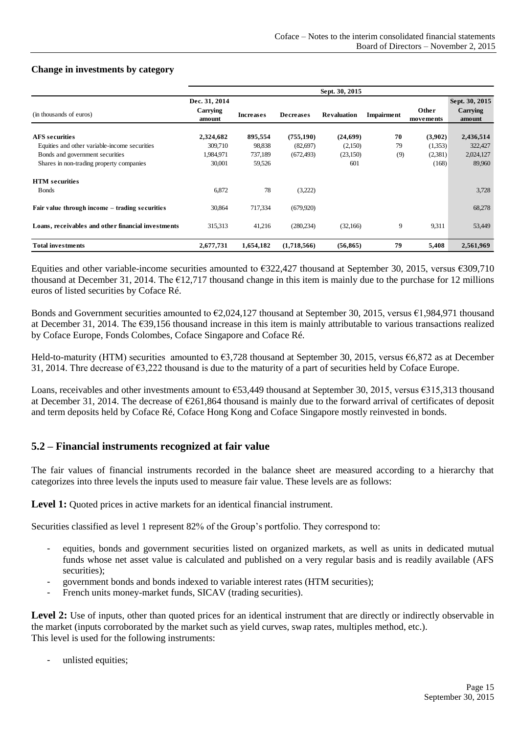**Change in investments by category**

| (in thousands of euros) | Dec. 31, 2014 Carrying amount | Sept. 30, 2015 Increases | Decreases | Revaluation | Impairment | Other movements | Sept. 30, 2015 Carrying amount |
|---|---|---|---|---|---|---|---|
| **AFS securities** | **2,324,682** | **895,554** | **(755,190)** | **(24,699)** | **70** | **(3,902)** | **2,436,514** |
| Equities and other variable-income securities | 309,710 | 98,838 | (82,697) | (2,150) | 79 | (1,353) | 322,427 |
| Bonds and government securities | 1,984,971 | 737,189 | (672,493) | (23,150) | (9) | (2,381) | 2,024,127 |
| Shares in non-trading property companies | 30,001 | 59,526 | | 601 | | (168) | 89,960 |
| **HTM securities** | | | | | | | |
| Bonds | 6,872 | 78 | (3,222) | | | | 3,728 |
| **Fair value through income – trading securities** | 30,864 | 717,334 | (679,920) | | | | 68,278 |
| **Loans, receivables and other financial investments** | 315,313 | 41,216 | (280,234) | (32,166) | 9 | 9,311 | 53,449 |
| **Total investments** | **2,677,731** | **1,654,182** | **(1,718,566)** | **(56,865)** | **79** | **5,408** | **2,561,969** |

Equities and other variable-income securities amounted to €322,427 thousand at September 30, 2015, versus €309,710 thousand at December 31, 2014. The €12,717 thousand change in this item is mainly due to the purchase for 12 millions euros of listed securities by Coface Ré.

Bonds and Government securities amounted to €2,024,127 thousand at September 30, 2015, versus €1,984,971 thousand at December 31, 2014. The €39,156 thousand increase in this item is mainly attributable to various transactions realized by Coface Europe, Fonds Colombes, Coface Singapore and Coface Ré.

Held-to-maturity (HTM) securities amounted to €3,728 thousand at September 30, 2015, versus €6,872 as at December 31, 2014. Thre decrease of €3,222 thousand is due to the maturity of a part of securities held by Coface Europe.

Loans, receivables and other investments amount to €53,449 thousand at September 30, 2015, versus €315,313 thousand at December 31, 2014. The decrease of €261,864 thousand is mainly due to the forward arrival of certificates of deposit and term deposits held by Coface Ré, Coface Hong Kong and Coface Singapore mostly reinvested in bonds.

## 5.2 – Financial instruments recognized at fair value

The fair values of financial instruments recorded in the balance sheet are measured according to a hierarchy that categorizes into three levels the inputs used to measure fair value. These levels are as follows:

**Level 1:** Quoted prices in active markets for an identical financial instrument.

Securities classified as level 1 represent 82% of the Group's portfolio. They correspond to:

- equities, bonds and government securities listed on organized markets, as well as units in dedicated mutual funds whose net asset value is calculated and published on a very regular basis and is readily available (AFS securities);
- government bonds and bonds indexed to variable interest rates (HTM securities);
- French units money-market funds, SICAV (trading securities).

**Level 2:** Use of inputs, other than quoted prices for an identical instrument that are directly or indirectly observable in the market (inputs corroborated by the market such as yield curves, swap rates, multiples method, etc.).
This level is used for the following instruments:

- unlisted equities;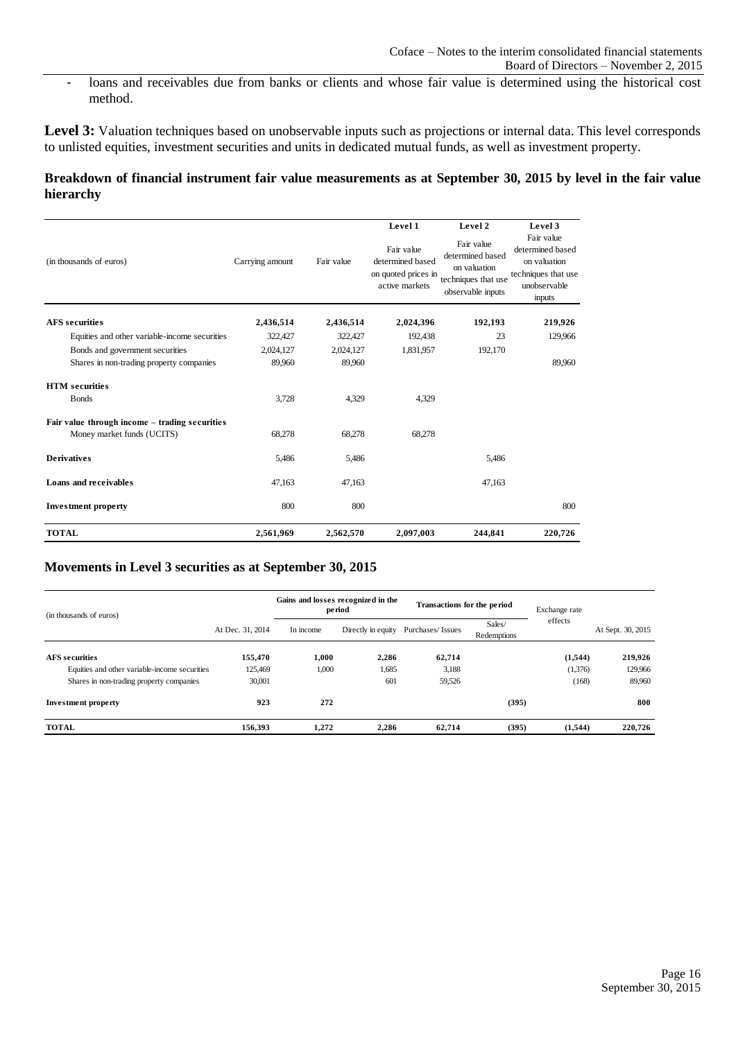- loans and receivables due from banks or clients and whose fair value is determined using the historical cost method.

**Level 3:** Valuation techniques based on unobservable inputs such as projections or internal data. This level corresponds to unlisted equities, investment securities and units in dedicated mutual funds, as well as investment property.

### Breakdown of financial instrument fair value measurements as at September 30, 2015 by level in the fair value hierarchy

| (in thousands of euros) | Carrying amount | Fair value | Level 1<br>Fair value determined based on quoted prices in active markets | Level 2<br>Fair value determined based on valuation techniques that use observable inputs | Level 3<br>Fair value determined based on valuation techniques that use unobservable inputs |
|---|---|---|---|---|---|
| **AFS securities** | **2,436,514** | **2,436,514** | **2,024,396** | **192,193** | **219,926** |
| Equities and other variable-income securities | 322,427 | 322,427 | 192,438 | 23 | 129,966 |
| Bonds and government securities | 2,024,127 | 2,024,127 | 1,831,957 | 192,170 | |
| Shares in non-trading property companies | 89,960 | 89,960 | | | 89,960 |
| **HTM securities** | | | | | |
| Bonds | 3,728 | 4,329 | 4,329 | | |
| **Fair value through income – trading securities** | | | | | |
| Money market funds (UCITS) | 68,278 | 68,278 | 68,278 | | |
| **Derivatives** | 5,486 | 5,486 | | 5,486 | |
| **Loans and receivables** | 47,163 | 47,163 | | 47,163 | |
| **Investment property** | 800 | 800 | | | 800 |
| **TOTAL** | **2,561,969** | **2,562,570** | **2,097,003** | **244,841** | **220,726** |

### Movements in Level 3 securities as at September 30, 2015

| (in thousands of euros) | At Dec. 31, 2014 | Gains and losses recognized in the period | | Transactions for the period | | Exchange rate effects | At Sept. 30, 2015 |
|---|---|---|---|---|---|---|---|
| | | In income | Directly in equity | Purchases/ Issues | Sales/ Redemptions | | |
| **AFS securities** | **155,470** | **1,000** | **2,286** | **62,714** | | **(1,544)** | **219,926** |
| Equities and other variable-income securities | 125,469 | 1,000 | 1,685 | 3,188 | | (1,376) | 129,966 |
| Shares in non-trading property companies | 30,001 | | 601 | 59,526 | | (168) | 89,960 |
| **Investment property** | **923** | **272** | | | **(395)** | | **800** |
| **TOTAL** | **156,393** | **1,272** | **2,286** | **62,714** | **(395)** | **(1,544)** | **220,726** |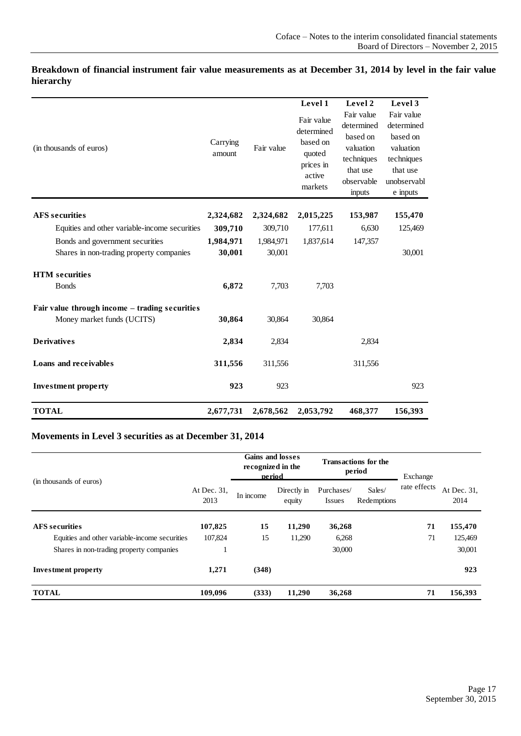**Breakdown of financial instrument fair value measurements as at December 31, 2014 by level in the fair value hierarchy**

| (in thousands of euros) | Carrying amount | Fair value | Level 1 Fair value determined based on quoted prices in active markets | Level 2 Fair value determined based on valuation techniques that use observable inputs | Level 3 Fair value determined based on valuation techniques that use unobservable inputs |
|---|---|---|---|---|---|
| **AFS securities** | **2,324,682** | **2,324,682** | **2,015,225** | **153,987** | **155,470** |
| Equities and other variable-income securities | **309,710** | 309,710 | 177,611 | 6,630 | 125,469 |
| Bonds and government securities | **1,984,971** | 1,984,971 | 1,837,614 | 147,357 | |
| Shares in non-trading property companies | **30,001** | 30,001 | | | 30,001 |
| **HTM securities** | | | | | |
| Bonds | **6,872** | 7,703 | 7,703 | | |
| **Fair value through income – trading securities** | | | | | |
| Money market funds (UCITS) | **30,864** | 30,864 | 30,864 | | |
| **Derivatives** | **2,834** | 2,834 | | 2,834 | |
| **Loans and receivables** | **311,556** | 311,556 | | 311,556 | |
| **Investment property** | **923** | 923 | | | 923 |
| **TOTAL** | **2,677,731** | **2,678,562** | **2,053,792** | **468,377** | **156,393** |

**Movements in Level 3 securities as at December 31, 2014**

| (in thousands of euros) | At Dec. 31, 2013 | Gains and losses recognized in the period | | Transactions for the period | | Exchange rate effects | At Dec. 31, 2014 |
|---|---|---|---|---|---|---|---|
| | | In income | Directly in equity | Purchases/ Issues | Sales/ Redemptions | | |
| **AFS securities** | **107,825** | **15** | **11,290** | **36,268** | | **71** | **155,470** |
| Equities and other variable-income securities | 107,824 | 15 | 11,290 | 6,268 | | 71 | 125,469 |
| Shares in non-trading property companies | 1 | | | 30,000 | | | 30,001 |
| **Investment property** | **1,271** | **(348)** | | | | | **923** |
| **TOTAL** | **109,096** | **(333)** | **11,290** | **36,268** | | **71** | **156,393** |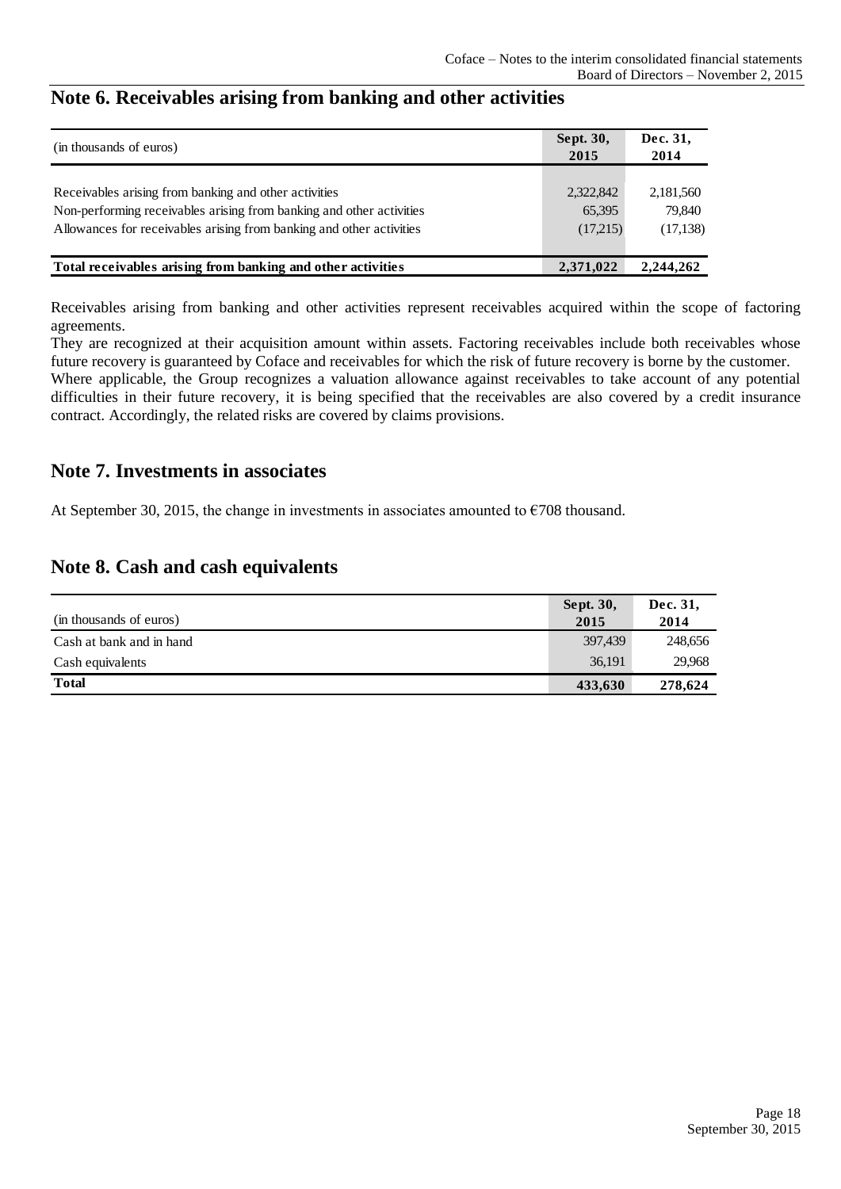## Note 6. Receivables arising from banking and other activities

| (in thousands of euros) | Sept. 30, 2015 | Dec. 31, 2014 |
|---|---|---|
| Receivables arising from banking and other activities | 2,322,842 | 2,181,560 |
| Non-performing receivables arising from banking and other activities | 65,395 | 79,840 |
| Allowances for receivables arising from banking and other activities | (17,215) | (17,138) |
| **Total receivables arising from banking and other activities** | **2,371,022** | **2,244,262** |

Receivables arising from banking and other activities represent receivables acquired within the scope of factoring agreements.
They are recognized at their acquisition amount within assets. Factoring receivables include both receivables whose future recovery is guaranteed by Coface and receivables for which the risk of future recovery is borne by the customer.
Where applicable, the Group recognizes a valuation allowance against receivables to take account of any potential difficulties in their future recovery, it is being specified that the receivables are also covered by a credit insurance contract. Accordingly, the related risks are covered by claims provisions.

## Note 7. Investments in associates

At September 30, 2015, the change in investments in associates amounted to €708 thousand.

## Note 8. Cash and cash equivalents

| (in thousands of euros) | Sept. 30, 2015 | Dec. 31, 2014 |
|---|---|---|
| Cash at bank and in hand | 397,439 | 248,656 |
| Cash equivalents | 36,191 | 29,968 |
| **Total** | **433,630** | **278,624** |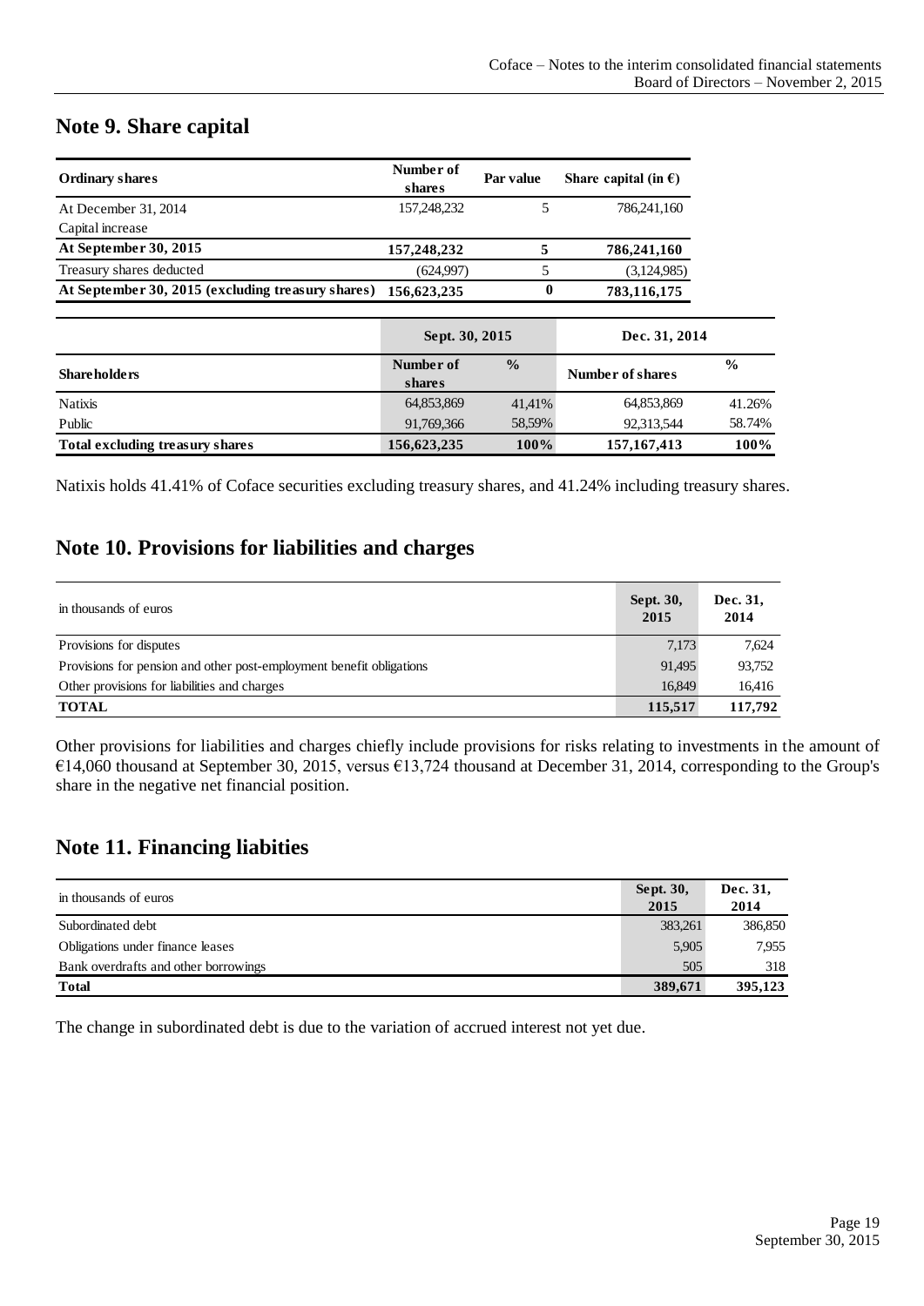## Note 9. Share capital

| Ordinary shares | Number of shares | Par value | Share capital (in €) |
|---|---|---|---|
| At December 31, 2014 | 157,248,232 | 5 | 786,241,160 |
| Capital increase | | | |
| **At September 30, 2015** | **157,248,232** | **5** | **786,241,160** |
| Treasury shares deducted | (624,997) | 5 | (3,124,985) |
| **At September 30, 2015 (excluding treasury shares)** | **156,623,235** | **0** | **783,116,175** |

| | Sept. 30, 2015 | | Dec. 31, 2014 | |
|---|---|---|---|---|
| **Shareholders** | **Number of shares** | **%** | **Number of shares** | **%** |
| Natixis | 64,853,869 | 41,41% | 64,853,869 | 41.26% |
| Public | 91,769,366 | 58,59% | 92,313,544 | 58.74% |
| **Total excluding treasury shares** | **156,623,235** | **100%** | **157,167,413** | **100%** |

Natixis holds 41.41% of Coface securities excluding treasury shares, and 41.24% including treasury shares.

## Note 10. Provisions for liabilities and charges

| in thousands of euros | Sept. 30, 2015 | Dec. 31, 2014 |
|---|---|---|
| Provisions for disputes | 7,173 | 7,624 |
| Provisions for pension and other post-employment benefit obligations | 91,495 | 93,752 |
| Other provisions for liabilities and charges | 16,849 | 16,416 |
| **TOTAL** | **115,517** | **117,792** |

Other provisions for liabilities and charges chiefly include provisions for risks relating to investments in the amount of €14,060 thousand at September 30, 2015, versus €13,724 thousand at December 31, 2014, corresponding to the Group's share in the negative net financial position.

## Note 11. Financing liabities

| in thousands of euros | Sept. 30, 2015 | Dec. 31, 2014 |
|---|---|---|
| Subordinated debt | 383,261 | 386,850 |
| Obligations under finance leases | 5,905 | 7,955 |
| Bank overdrafts and other borrowings | 505 | 318 |
| **Total** | **389,671** | **395,123** |

The change in subordinated debt is due to the variation of accrued interest not yet due.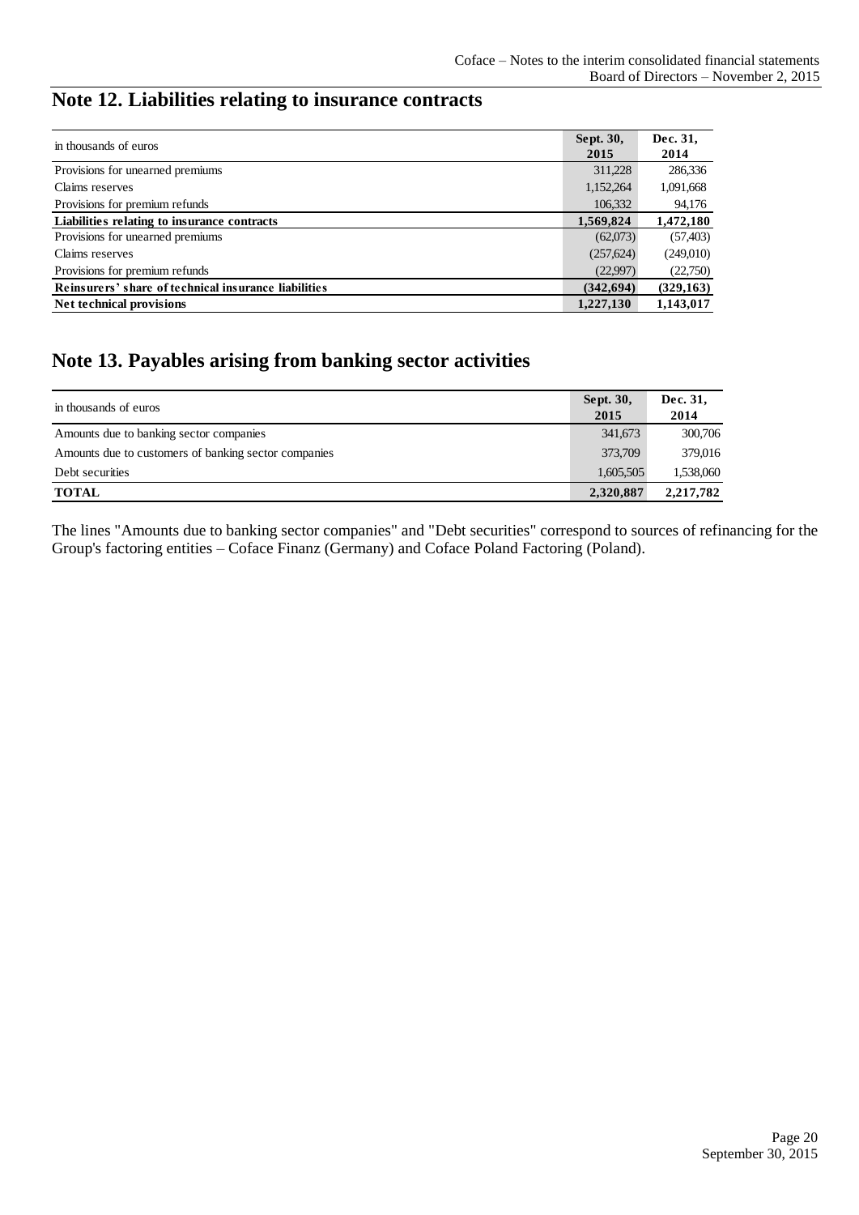## Note 12. Liabilities relating to insurance contracts

| in thousands of euros | Sept. 30, 2015 | Dec. 31, 2014 |
|---|---|---|
| Provisions for unearned premiums | 311,228 | 286,336 |
| Claims reserves | 1,152,264 | 1,091,668 |
| Provisions for premium refunds | 106,332 | 94,176 |
| **Liabilities relating to insurance contracts** | **1,569,824** | **1,472,180** |
| Provisions for unearned premiums | (62,073) | (57,403) |
| Claims reserves | (257,624) | (249,010) |
| Provisions for premium refunds | (22,997) | (22,750) |
| **Reinsurers' share of technical insurance liabilities** | **(342,694)** | **(329,163)** |
| **Net technical provisions** | **1,227,130** | **1,143,017** |

## Note 13. Payables arising from banking sector activities

| in thousands of euros | Sept. 30, 2015 | Dec. 31, 2014 |
|---|---|---|
| Amounts due to banking sector companies | 341,673 | 300,706 |
| Amounts due to customers of banking sector companies | 373,709 | 379,016 |
| Debt securities | 1,605,505 | 1,538,060 |
| **TOTAL** | **2,320,887** | **2,217,782** |

The lines "Amounts due to banking sector companies" and "Debt securities" correspond to sources of refinancing for the Group's factoring entities – Coface Finanz (Germany) and Coface Poland Factoring (Poland).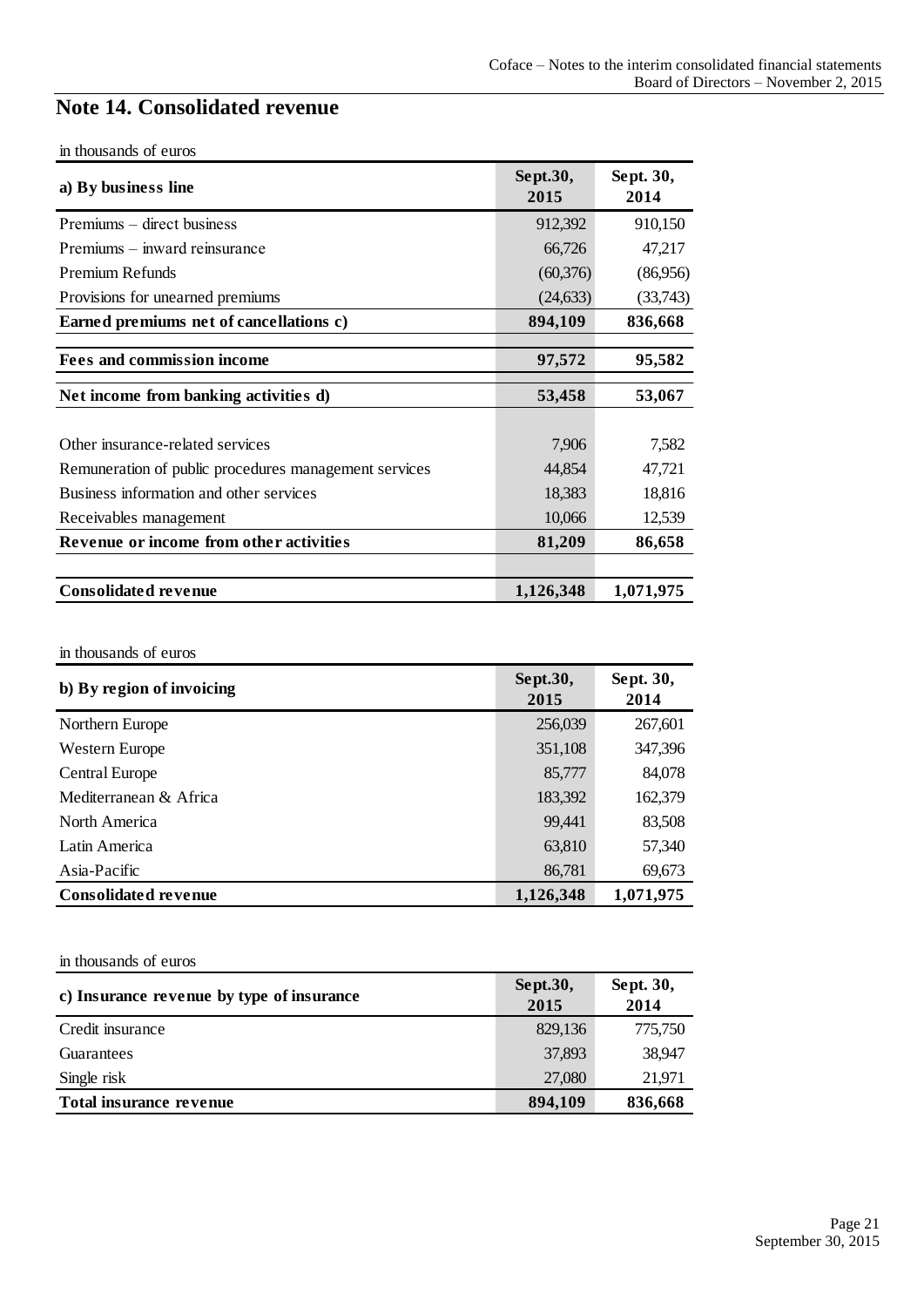## Note 14. Consolidated revenue

in thousands of euros

| a) By business line | Sept.30, 2015 | Sept. 30, 2014 |
|---|---|---|
| Premiums – direct business | 912,392 | 910,150 |
| Premiums – inward reinsurance | 66,726 | 47,217 |
| Premium Refunds | (60,376) | (86,956) |
| Provisions for unearned premiums | (24,633) | (33,743) |
| **Earned premiums net of cancellations c)** | **894,109** | **836,668** |
| **Fees and commission income** | **97,572** | **95,582** |
| **Net income from banking activities d)** | **53,458** | **53,067** |
| Other insurance-related services | 7,906 | 7,582 |
| Remuneration of public procedures management services | 44,854 | 47,721 |
| Business information and other services | 18,383 | 18,816 |
| Receivables management | 10,066 | 12,539 |
| **Revenue or income from other activities** | **81,209** | **86,658** |
| **Consolidated revenue** | **1,126,348** | **1,071,975** |

in thousands of euros

| b) By region of invoicing | Sept.30, 2015 | Sept. 30, 2014 |
|---|---|---|
| Northern Europe | 256,039 | 267,601 |
| Western Europe | 351,108 | 347,396 |
| Central Europe | 85,777 | 84,078 |
| Mediterranean & Africa | 183,392 | 162,379 |
| North America | 99,441 | 83,508 |
| Latin America | 63,810 | 57,340 |
| Asia-Pacific | 86,781 | 69,673 |
| **Consolidated revenue** | **1,126,348** | **1,071,975** |

in thousands of euros

| c) Insurance revenue by type of insurance | Sept.30, 2015 | Sept. 30, 2014 |
|---|---|---|
| Credit insurance | 829,136 | 775,750 |
| Guarantees | 37,893 | 38,947 |
| Single risk | 27,080 | 21,971 |
| **Total insurance revenue** | **894,109** | **836,668** |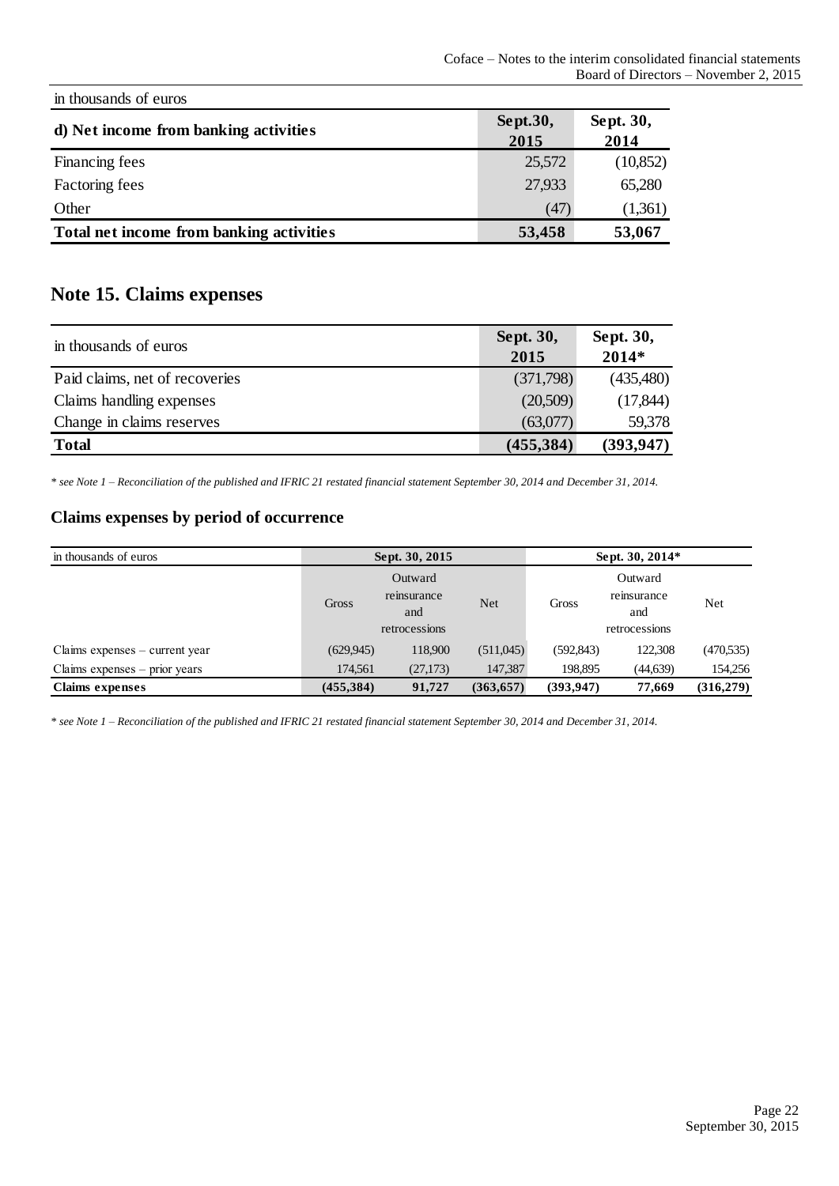| in thousands of euros | | |
|---|---|---|
| **d) Net income from banking activities** | **Sept.30, 2015** | **Sept. 30, 2014** |
| Financing fees | 25,572 | (10,852) |
| Factoring fees | 27,933 | 65,280 |
| Other | (47) | (1,361) |
| **Total net income from banking activities** | **53,458** | **53,067** |

## Note 15. Claims expenses

| in thousands of euros | Sept. 30, 2015 | Sept. 30, 2014* |
|---|---|---|
| Paid claims, net of recoveries | (371,798) | (435,480) |
| Claims handling expenses | (20,509) | (17,844) |
| Change in claims reserves | (63,077) | 59,378 |
| **Total** | **(455,384)** | **(393,947)** |

*\* see Note 1 – Reconciliation of the published and IFRIC 21 restated financial statement September 30, 2014 and December 31, 2014.*

### Claims expenses by period of occurrence

| in thousands of euros | Sept. 30, 2015 | | | Sept. 30, 2014* | | |
|---|---|---|---|---|---|---|
| | Gross | Outward reinsurance and retrocessions | Net | Gross | Outward reinsurance and retrocessions | Net |
| Claims expenses – current year | (629,945) | 118,900 | (511,045) | (592,843) | 122,308 | (470,535) |
| Claims expenses – prior years | 174,561 | (27,173) | 147,387 | 198,895 | (44,639) | 154,256 |
| **Claims expenses** | **(455,384)** | **91,727** | **(363,657)** | **(393,947)** | **77,669** | **(316,279)** |

*\* see Note 1 – Reconciliation of the published and IFRIC 21 restated financial statement September 30, 2014 and December 31, 2014.*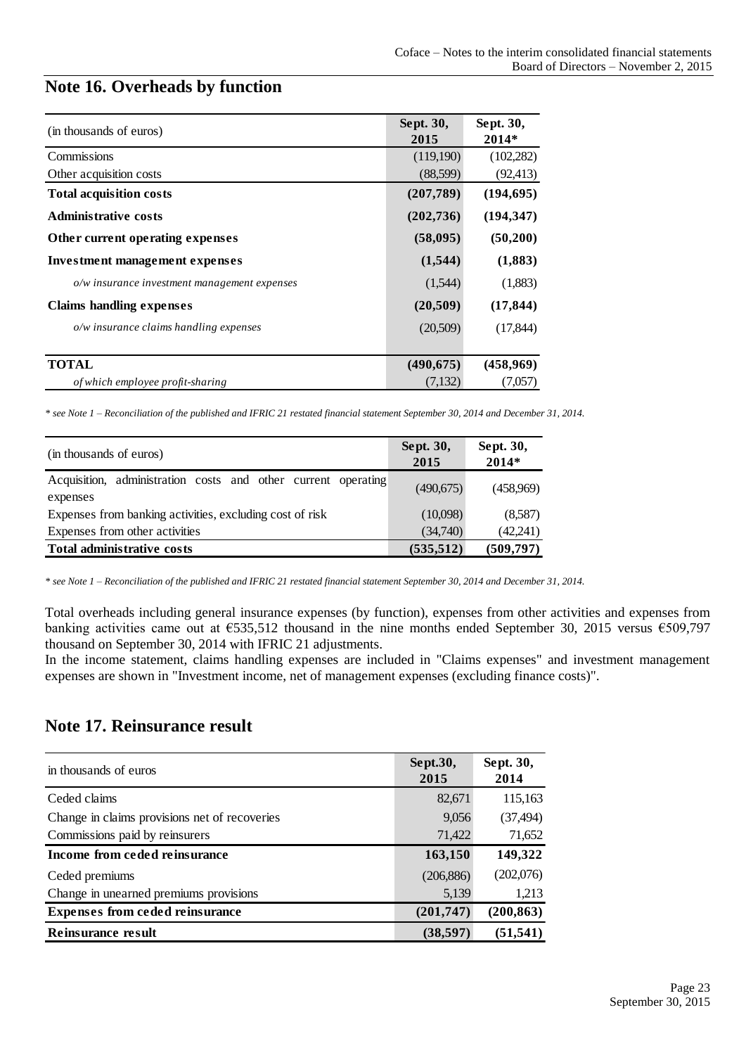## Note 16. Overheads by function

| (in thousands of euros) | Sept. 30, 2015 | Sept. 30, 2014* |
|---|---|---|
| Commissions | (119,190) | (102,282) |
| Other acquisition costs | (88,599) | (92,413) |
| **Total acquisition costs** | **(207,789)** | **(194,695)** |
| **Administrative costs** | **(202,736)** | **(194,347)** |
| **Other current operating expenses** | **(58,095)** | **(50,200)** |
| **Investment management expenses** | **(1,544)** | **(1,883)** |
| *o/w insurance investment management expenses* | (1,544) | (1,883) |
| **Claims handling expenses** | **(20,509)** | **(17,844)** |
| *o/w insurance claims handling expenses* | (20,509) | (17,844) |
| **TOTAL** | **(490,675)** | **(458,969)** |
| *of which employee profit-sharing* | (7,132) | (7,057) |

*\* see Note 1 – Reconciliation of the published and IFRIC 21 restated financial statement September 30, 2014 and December 31, 2014.*

| (in thousands of euros) | Sept. 30, 2015 | Sept. 30, 2014* |
|---|---|---|
| Acquisition, administration costs and other current operating expenses | (490,675) | (458,969) |
| Expenses from banking activities, excluding cost of risk | (10,098) | (8,587) |
| Expenses from other activities | (34,740) | (42,241) |
| **Total administrative costs** | **(535,512)** | **(509,797)** |

*\* see Note 1 – Reconciliation of the published and IFRIC 21 restated financial statement September 30, 2014 and December 31, 2014.*

Total overheads including general insurance expenses (by function), expenses from other activities and expenses from banking activities came out at €535,512 thousand in the nine months ended September 30, 2015 versus €509,797 thousand on September 30, 2014 with IFRIC 21 adjustments.

In the income statement, claims handling expenses are included in "Claims expenses" and investment management expenses are shown in "Investment income, net of management expenses (excluding finance costs)".

## Note 17. Reinsurance result

| in thousands of euros | Sept.30, 2015 | Sept. 30, 2014 |
|---|---|---|
| Ceded claims | 82,671 | 115,163 |
| Change in claims provisions net of recoveries | 9,056 | (37,494) |
| Commissions paid by reinsurers | 71,422 | 71,652 |
| **Income from ceded reinsurance** | **163,150** | **149,322** |
| Ceded premiums | (206,886) | (202,076) |
| Change in unearned premiums provisions | 5,139 | 1,213 |
| **Expenses from ceded reinsurance** | **(201,747)** | **(200,863)** |
| **Reinsurance result** | **(38,597)** | **(51,541)** |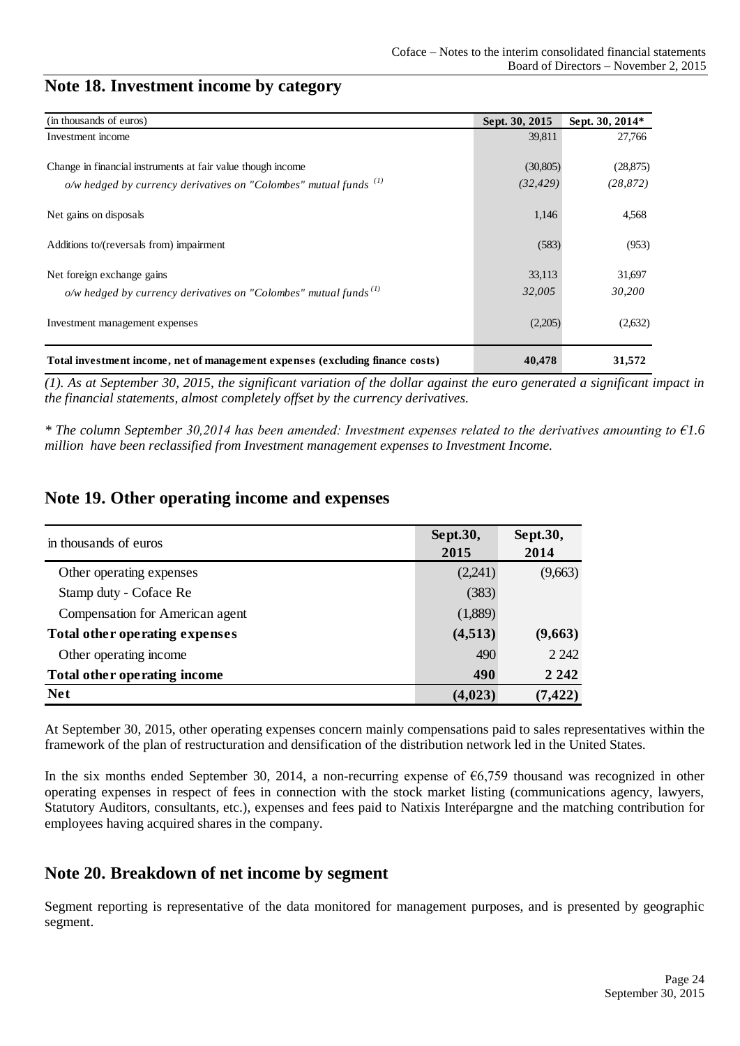## Note 18. Investment income by category

| (in thousands of euros) | Sept. 30, 2015 | Sept. 30, 2014* |
|---|---|---|
| Investment income | 39,811 | 27,766 |
| Change in financial instruments at fair value though income | (30,805) | (28,875) |
| *o/w hedged by currency derivatives on "Colombes" mutual funds [(1)]* | *(32,429)* | *(28,872)* |
| Net gains on disposals | 1,146 | 4,568 |
| Additions to/(reversals from) impairment | (583) | (953) |
| Net foreign exchange gains | 33,113 | 31,697 |
| *o/w hedged by currency derivatives on "Colombes" mutual funds [(1)]* | *32,005* | *30,200* |
| Investment management expenses | (2,205) | (2,632) |
| **Total investment income, net of management expenses (excluding finance costs)** | **40,478** | **31,572** |

*(1). As at September 30, 2015, the significant variation of the dollar against the euro generated a significant impact in the financial statements, almost completely offset by the currency derivatives.*

*\* The column September 30,2014 has been amended: Investment expenses related to the derivatives amounting to €1.6 million have been reclassified from Investment management expenses to Investment Income.*

## Note 19. Other operating income and expenses

| in thousands of euros | Sept.30, 2015 | Sept.30, 2014 |
|---|---|---|
| Other operating expenses | (2,241) | (9,663) |
| Stamp duty - Coface Re | (383) | |
| Compensation for American agent | (1,889) | |
| **Total other operating expenses** | **(4,513)** | **(9,663)** |
| Other operating income | 490 | 2 242 |
| **Total other operating income** | **490** | **2 242** |
| **Net** | **(4,023)** | **(7,422)** |

At September 30, 2015, other operating expenses concern mainly compensations paid to sales representatives within the framework of the plan of restructuration and densification of the distribution network led in the United States.

In the six months ended September 30, 2014, a non-recurring expense of €6,759 thousand was recognized in other operating expenses in respect of fees in connection with the stock market listing (communications agency, lawyers, Statutory Auditors, consultants, etc.), expenses and fees paid to Natixis Interépargne and the matching contribution for employees having acquired shares in the company.

## Note 20. Breakdown of net income by segment

Segment reporting is representative of the data monitored for management purposes, and is presented by geographic segment.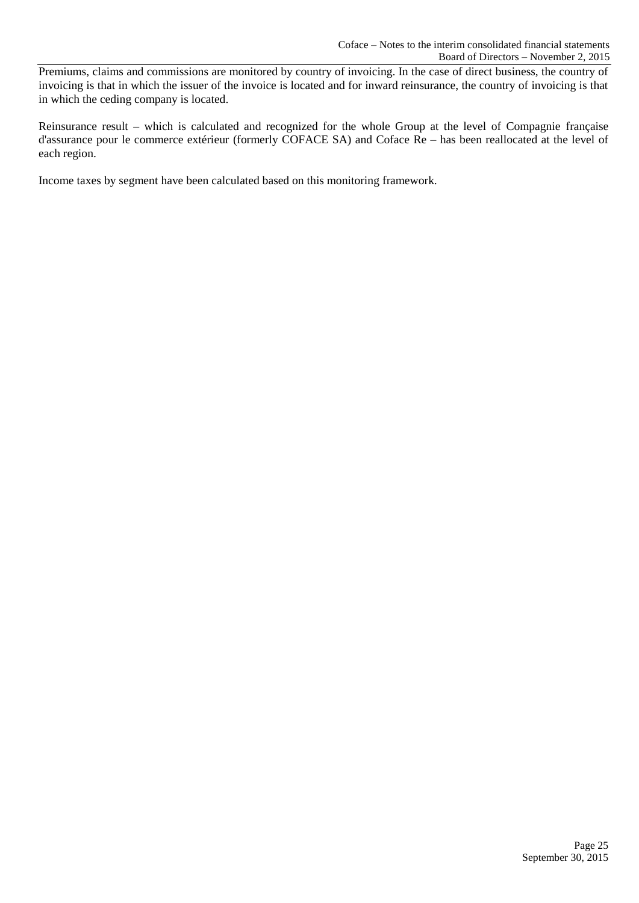Premiums, claims and commissions are monitored by country of invoicing. In the case of direct business, the country of invoicing is that in which the issuer of the invoice is located and for inward reinsurance, the country of invoicing is that in which the ceding company is located.

Reinsurance result – which is calculated and recognized for the whole Group at the level of Compagnie française d'assurance pour le commerce extérieur (formerly COFACE SA) and Coface Re – has been reallocated at the level of each region.

Income taxes by segment have been calculated based on this monitoring framework.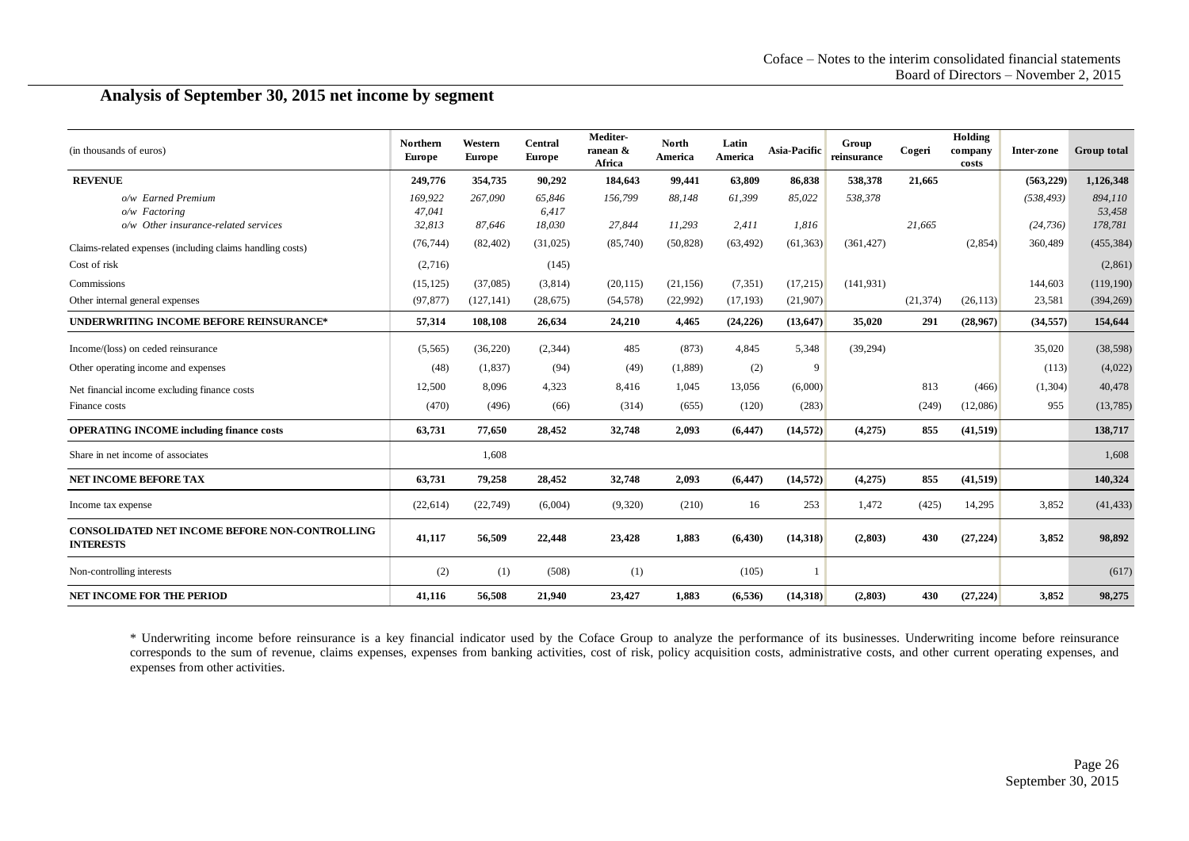## Analysis of September 30, 2015 net income by segment

| (in thousands of euros) | Northern Europe | Western Europe | Central Europe | Mediter-ranean & Africa | North America | Latin America | Asia-Pacific | Group reinsurance | Cogeri | Holding company costs | Inter-zone | Group total |
|---|---|---|---|---|---|---|---|---|---|---|---|---|
| **REVENUE** | **249,776** | **354,735** | **90,292** | **184,643** | **99,441** | **63,809** | **86,838** | **538,378** | **21,665** | | **(563,229)** | **1,126,348** |
| *o/w Earned Premium* | *169,922* | *267,090* | *65,846* | *156,799* | *88,148* | *61,399* | *85,022* | *538,378* | | | *(538,493)* | *894,110* |
| *o/w Factoring* | *47,041* | | *6,417* | | | | | | | | | *53,458* |
| *o/w Other insurance-related services* | *32,813* | *87,646* | *18,030* | *27,844* | *11,293* | *2,411* | *1,816* | | *21,665* | | *(24,736)* | *178,781* |
| Claims-related expenses (including claims handling costs) | (76,744) | (82,402) | (31,025) | (85,740) | (50,828) | (63,492) | (61,363) | (361,427) | | (2,854) | 360,489 | (455,384) |
| Cost of risk | (2,716) | | (145) | | | | | | | | | (2,861) |
| Commissions | (15,125) | (37,085) | (3,814) | (20,115) | (21,156) | (7,351) | (17,215) | (141,931) | | | 144,603 | (119,190) |
| Other internal general expenses | (97,877) | (127,141) | (28,675) | (54,578) | (22,992) | (17,193) | (21,907) | | (21,374) | (26,113) | 23,581 | (394,269) |
| **UNDERWRITING INCOME BEFORE REINSURANCE*** | **57,314** | **108,108** | **26,634** | **24,210** | **4,465** | **(24,226)** | **(13,647)** | **35,020** | **291** | **(28,967)** | **(34,557)** | **154,644** |
| Income/(loss) on ceded reinsurance | (5,565) | (36,220) | (2,344) | 485 | (873) | 4,845 | 5,348 | (39,294) | | | 35,020 | (38,598) |
| Other operating income and expenses | (48) | (1,837) | (94) | (49) | (1,889) | (2) | 9 | | | | (113) | (4,022) |
| Net financial income excluding finance costs | 12,500 | 8,096 | 4,323 | 8,416 | 1,045 | 13,056 | (6,000) | | 813 | (466) | (1,304) | 40,478 |
| Finance costs | (470) | (496) | (66) | (314) | (655) | (120) | (283) | | (249) | (12,086) | 955 | (13,785) |
| **OPERATING INCOME including finance costs** | **63,731** | **77,650** | **28,452** | **32,748** | **2,093** | **(6,447)** | **(14,572)** | **(4,275)** | **855** | **(41,519)** | | **138,717** |
| Share in net income of associates | | 1,608 | | | | | | | | | | 1,608 |
| **NET INCOME BEFORE TAX** | **63,731** | **79,258** | **28,452** | **32,748** | **2,093** | **(6,447)** | **(14,572)** | **(4,275)** | **855** | **(41,519)** | | **140,324** |
| Income tax expense | (22,614) | (22,749) | (6,004) | (9,320) | (210) | 16 | 253 | 1,472 | (425) | 14,295 | 3,852 | (41,433) |
| **CONSOLIDATED NET INCOME BEFORE NON-CONTROLLING INTERESTS** | **41,117** | **56,509** | **22,448** | **23,428** | **1,883** | **(6,430)** | **(14,318)** | **(2,803)** | **430** | **(27,224)** | **3,852** | **98,892** |
| Non-controlling interests | (2) | (1) | (508) | (1) | | (105) | 1 | | | | | (617) |
| **NET INCOME FOR THE PERIOD** | **41,116** | **56,508** | **21,940** | **23,427** | **1,883** | **(6,536)** | **(14,318)** | **(2,803)** | **430** | **(27,224)** | **3,852** | **98,275** |

* Underwriting income before reinsurance is a key financial indicator used by the Coface Group to analyze the performance of its businesses. Underwriting income before reinsurance corresponds to the sum of revenue, claims expenses, expenses from banking activities, cost of risk, policy acquisition costs, administrative costs, and other current operating expenses, and expenses from other activities.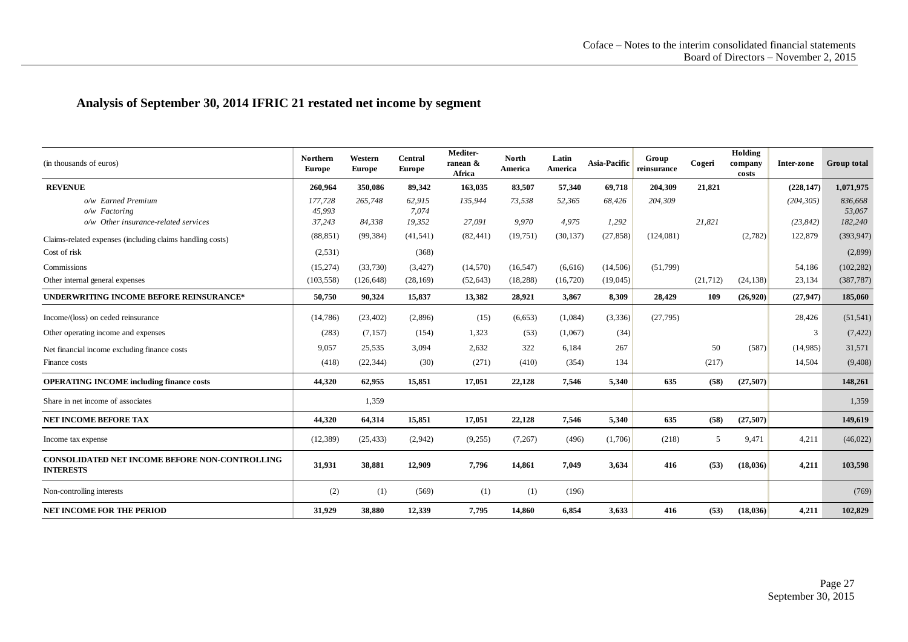## Analysis of September 30, 2014 IFRIC 21 restated net income by segment

| (in thousands of euros) | Northern Europe | Western Europe | Central Europe | Mediter-ranean & Africa | North America | Latin America | Asia-Pacific | Group reinsurance | Cogeri | Holding company costs | Inter-zone | Group total |
|---|---|---|---|---|---|---|---|---|---|---|---|---|
| **REVENUE** | **260,964** | **350,086** | **89,342** | **163,035** | **83,507** | **57,340** | **69,718** | **204,309** | **21,821** | | **(228,147)** | **1,071,975** |
| *o/w Earned Premium* | *177,728* | *265,748* | *62,915* | *135,944* | *73,538* | *52,365* | *68,426* | *204,309* | | | *(204,305)* | *836,668* |
| *o/w Factoring* | *45,993* | | *7,074* | | | | | | | | | *53,067* |
| *o/w Other insurance-related services* | *37,243* | *84,338* | *19,352* | *27,091* | *9,970* | *4,975* | *1,292* | | *21,821* | | *(23,842)* | *182,240* |
| Claims-related expenses (including claims handling costs) | (88,851) | (99,384) | (41,541) | (82,441) | (19,751) | (30,137) | (27,858) | (124,081) | | (2,782) | 122,879 | (393,947) |
| Cost of risk | (2,531) | | (368) | | | | | | | | | (2,899) |
| Commissions | (15,274) | (33,730) | (3,427) | (14,570) | (16,547) | (6,616) | (14,506) | (51,799) | | | 54,186 | (102,282) |
| Other internal general expenses | (103,558) | (126,648) | (28,169) | (52,643) | (18,288) | (16,720) | (19,045) | | (21,712) | (24,138) | 23,134 | (387,787) |
| **UNDERWRITING INCOME BEFORE REINSURANCE*** | **50,750** | **90,324** | **15,837** | **13,382** | **28,921** | **3,867** | **8,309** | **28,429** | **109** | **(26,920)** | **(27,947)** | **185,060** |
| Income/(loss) on ceded reinsurance | (14,786) | (23,402) | (2,896) | (15) | (6,653) | (1,084) | (3,336) | (27,795) | | | 28,426 | (51,541) |
| Other operating income and expenses | (283) | (7,157) | (154) | 1,323 | (53) | (1,067) | (34) | | | | 3 | (7,422) |
| Net financial income excluding finance costs | 9,057 | 25,535 | 3,094 | 2,632 | 322 | 6,184 | 267 | | 50 | (587) | (14,985) | 31,571 |
| Finance costs | (418) | (22,344) | (30) | (271) | (410) | (354) | 134 | | (217) | | 14,504 | (9,408) |
| **OPERATING INCOME including finance costs** | **44,320** | **62,955** | **15,851** | **17,051** | **22,128** | **7,546** | **5,340** | **635** | **(58)** | **(27,507)** | | **148,261** |
| Share in net income of associates | | 1,359 | | | | | | | | | | 1,359 |
| **NET INCOME BEFORE TAX** | **44,320** | **64,314** | **15,851** | **17,051** | **22,128** | **7,546** | **5,340** | **635** | **(58)** | **(27,507)** | | **149,619** |
| Income tax expense | (12,389) | (25,433) | (2,942) | (9,255) | (7,267) | (496) | (1,706) | (218) | 5 | 9,471 | 4,211 | (46,022) |
| **CONSOLIDATED NET INCOME BEFORE NON-CONTROLLING INTERESTS** | **31,931** | **38,881** | **12,909** | **7,796** | **14,861** | **7,049** | **3,634** | **416** | **(53)** | **(18,036)** | **4,211** | **103,598** |
| Non-controlling interests | (2) | (1) | (569) | (1) | (1) | (196) | | | | | | (769) |
| **NET INCOME FOR THE PERIOD** | **31,929** | **38,880** | **12,339** | **7,795** | **14,860** | **6,854** | **3,633** | **416** | **(53)** | **(18,036)** | **4,211** | **102,829** |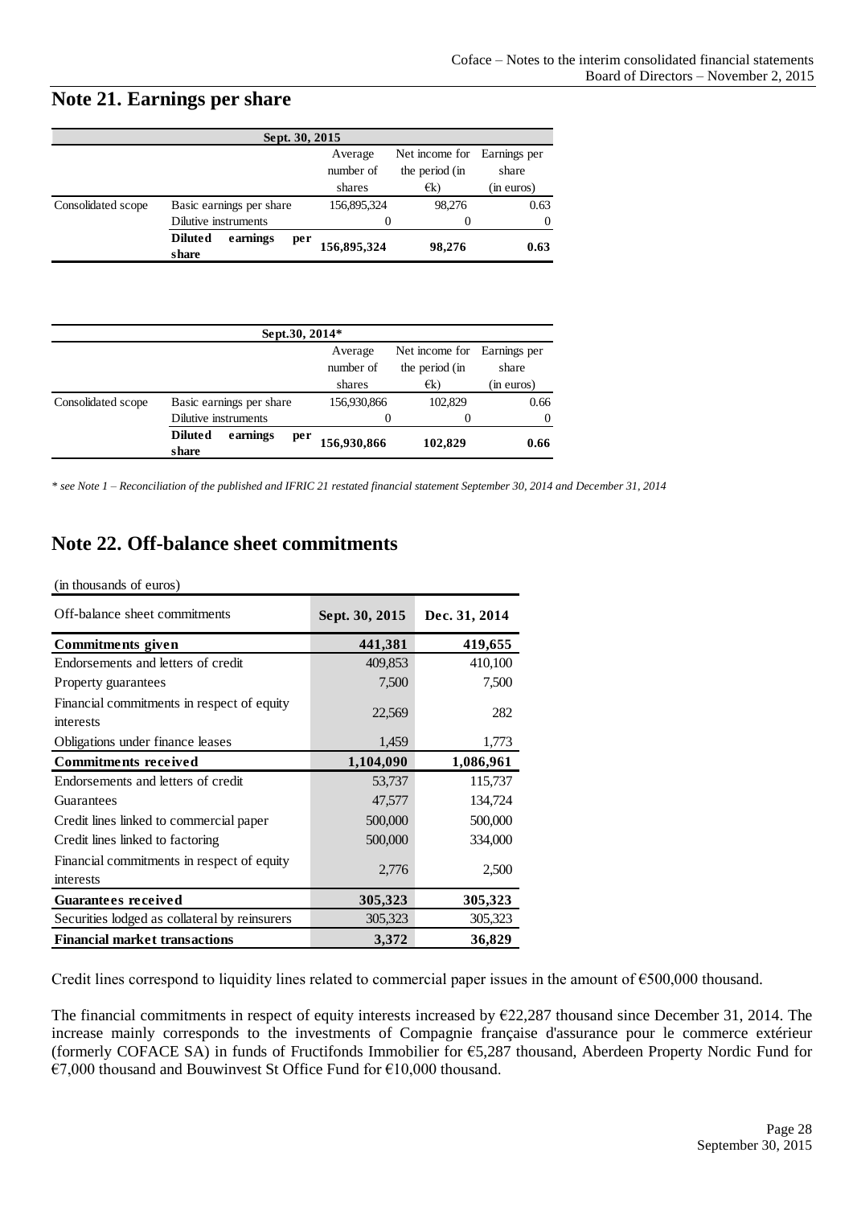## Note 21. Earnings per share

| Sept. 30, 2015 | | | | |
|---|---|---|---|---|
| | | Average number of shares | Net income for the period (in €k) | Earnings per share (in euros) |
| Consolidated scope | Basic earnings per share | 156,895,324 | 98,276 | 0.63 |
| | Dilutive instruments | 0 | 0 | 0 |
| | **Diluted earnings per share** | **156,895,324** | **98,276** | **0.63** |

| Sept.30, 2014* | | | | |
|---|---|---|---|---|
| | | Average number of shares | Net income for the period (in €k) | Earnings per share (in euros) |
| Consolidated scope | Basic earnings per share | 156,930,866 | 102,829 | 0.66 |
| | Dilutive instruments | 0 | 0 | 0 |
| | **Diluted earnings per share** | **156,930,866** | **102,829** | **0.66** |

*\* see Note 1 – Reconciliation of the published and IFRIC 21 restated financial statement September 30, 2014 and December 31, 2014*

## Note 22. Off-balance sheet commitments

(in thousands of euros)

| Off-balance sheet commitments | Sept. 30, 2015 | Dec. 31, 2014 |
|---|---|---|
| **Commitments given** | **441,381** | **419,655** |
| Endorsements and letters of credit | 409,853 | 410,100 |
| Property guarantees | 7,500 | 7,500 |
| Financial commitments in respect of equity interests | 22,569 | 282 |
| Obligations under finance leases | 1,459 | 1,773 |
| **Commitments received** | **1,104,090** | **1,086,961** |
| Endorsements and letters of credit | 53,737 | 115,737 |
| Guarantees | 47,577 | 134,724 |
| Credit lines linked to commercial paper | 500,000 | 500,000 |
| Credit lines linked to factoring | 500,000 | 334,000 |
| Financial commitments in respect of equity interests | 2,776 | 2,500 |
| **Guarantees received** | **305,323** | **305,323** |
| Securities lodged as collateral by reinsurers | 305,323 | 305,323 |
| **Financial market transactions** | **3,372** | **36,829** |

Credit lines correspond to liquidity lines related to commercial paper issues in the amount of €500,000 thousand.

The financial commitments in respect of equity interests increased by €22,287 thousand since December 31, 2014. The increase mainly corresponds to the investments of Compagnie française d'assurance pour le commerce extérieur (formerly COFACE SA) in funds of Fructifonds Immobilier for €5,287 thousand, Aberdeen Property Nordic Fund for €7,000 thousand and Bouwinvest St Office Fund for €10,000 thousand.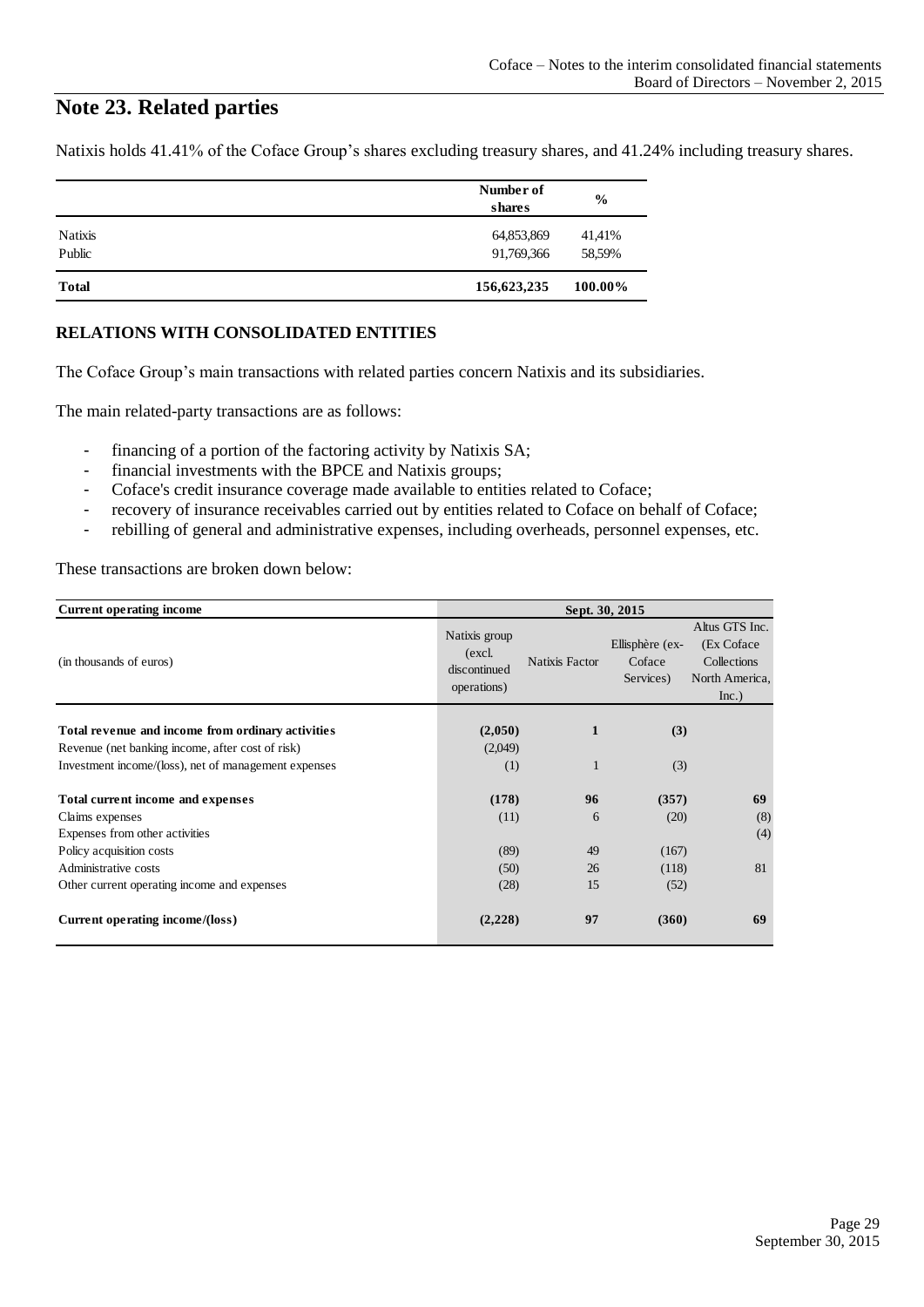# Note 23. Related parties

Natixis holds 41.41% of the Coface Group's shares excluding treasury shares, and 41.24% including treasury shares.

| | Number of shares | % |
|---|---|---|
| Natixis | 64,853,869 | 41,41% |
| Public | 91,769,366 | 58,59% |
| **Total** | **156,623,235** | **100.00%** |

## RELATIONS WITH CONSOLIDATED ENTITIES

The Coface Group's main transactions with related parties concern Natixis and its subsidiaries.

The main related-party transactions are as follows:

- financing of a portion of the factoring activity by Natixis SA;
- financial investments with the BPCE and Natixis groups;
- Coface's credit insurance coverage made available to entities related to Coface;
- recovery of insurance receivables carried out by entities related to Coface on behalf of Coface;
- rebilling of general and administrative expenses, including overheads, personnel expenses, etc.

These transactions are broken down below:

| **Current operating income** | **Sept. 30, 2015** | | | |
|---|---|---|---|---|
| (in thousands of euros) | Natixis group (excl. discontinued operations) | Natixis Factor | Ellisphère (ex-Coface Services) | Altus GTS Inc. (Ex Coface Collections North America, Inc.) |
| **Total revenue and income from ordinary activities** | **(2,050)** | **1** | **(3)** | |
| Revenue (net banking income, after cost of risk) | (2,049) | | | |
| Investment income/(loss), net of management expenses | (1) | 1 | (3) | |
| **Total current income and expenses** | **(178)** | **96** | **(357)** | **69** |
| Claims expenses | (11) | 6 | (20) | (8) |
| Expenses from other activities | | | | (4) |
| Policy acquisition costs | (89) | 49 | (167) | |
| Administrative costs | (50) | 26 | (118) | 81 |
| Other current operating income and expenses | (28) | 15 | (52) | |
| **Current operating income/(loss)** | **(2,228)** | **97** | **(360)** | **69** |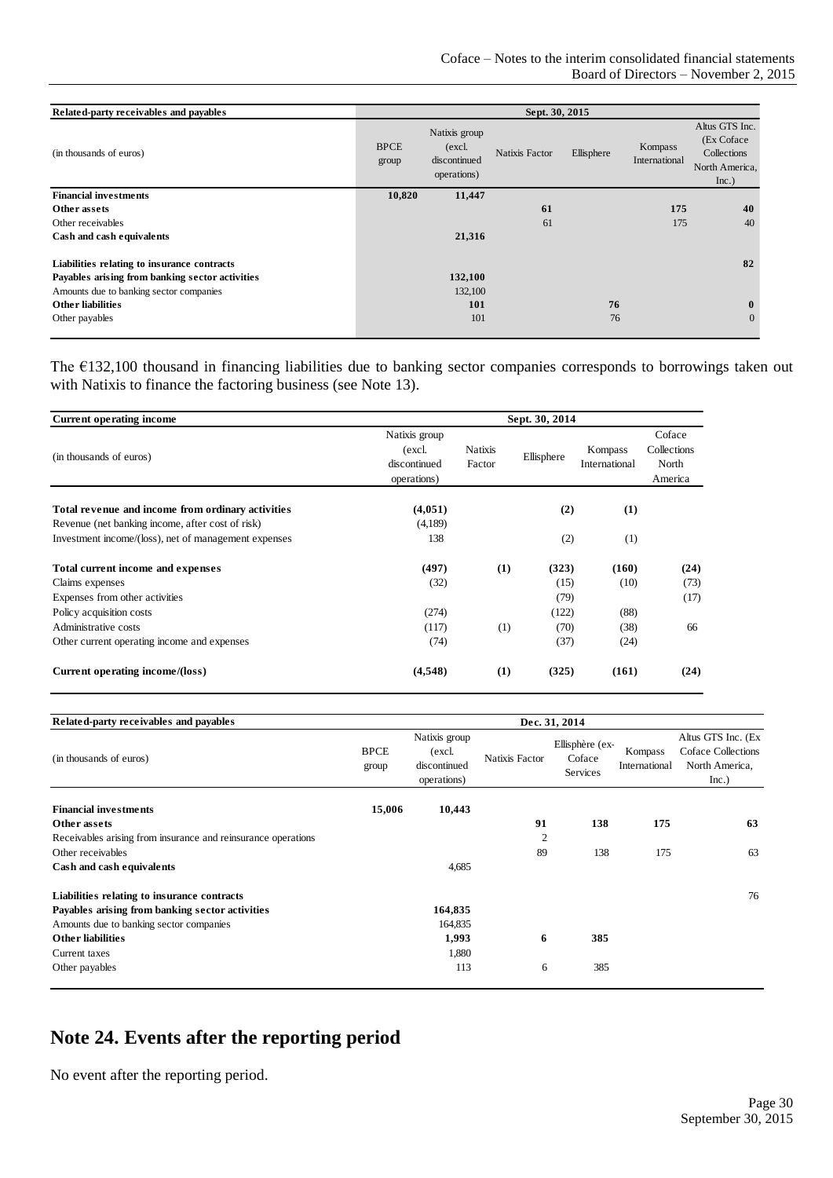| Related-party receivables and payables | Sept. 30, 2015 | | | | | |
|---|---|---|---|---|---|---|
| (in thousands of euros) | BPCE group | Natixis group (excl. discontinued operations) | Natixis Factor | Ellisphere | Kompass International | Altus GTS Inc. (Ex Coface Collections North America, Inc.) |
| **Financial investments** | **10,820** | **11,447** | | | | |
| **Other assets** | | | **61** | | **175** | **40** |
| Other receivables | | | 61 | | 175 | 40 |
| **Cash and cash equivalents** | | **21,316** | | | | |
| **Liabilities relating to insurance contracts** | | | | | | **82** |
| **Payables arising from banking sector activities** | | **132,100** | | | | |
| Amounts due to banking sector companies | | 132,100 | | | | |
| **Other liabilities** | | **101** | | **76** | | **0** |
| Other payables | | 101 | | 76 | | 0 |

The €132,100 thousand in financing liabilities due to banking sector companies corresponds to borrowings taken out with Natixis to finance the factoring business (see Note 13).

| Current operating income | Sept. 30, 2014 | | | | |
|---|---|---|---|---|---|
| (in thousands of euros) | Natixis group (excl. discontinued operations) | Natixis Factor | Ellisphere | Kompass International | Coface Collections North America |
| **Total revenue and income from ordinary activities** | **(4,051)** | | **(2)** | **(1)** | |
| Revenue (net banking income, after cost of risk) | (4,189) | | | | |
| Investment income/(loss), net of management expenses | 138 | | (2) | (1) | |
| **Total current income and expenses** | **(497)** | **(1)** | **(323)** | **(160)** | **(24)** |
| Claims expenses | (32) | | (15) | (10) | (73) |
| Expenses from other activities | | | (79) | | (17) |
| Policy acquisition costs | (274) | | (122) | (88) | |
| Administrative costs | (117) | (1) | (70) | (38) | 66 |
| Other current operating income and expenses | (74) | | (37) | (24) | |
| **Current operating income/(loss)** | **(4,548)** | **(1)** | **(325)** | **(161)** | **(24)** |

| Related-party receivables and payables | Dec. 31, 2014 | | | | | |
|---|---|---|---|---|---|---|
| (in thousands of euros) | BPCE group | Natixis group (excl. discontinued operations) | Natixis Factor | Ellisphère (ex-Coface Services | Kompass International | Altus GTS Inc. (Ex Coface Collections North America, Inc.) |
| **Financial investments** | **15,006** | **10,443** | | | | |
| **Other assets** | | | **91** | **138** | **175** | **63** |
| Receivables arising from insurance and reinsurance operations | | | 2 | | | |
| Other receivables | | | 89 | 138 | 175 | 63 |
| **Cash and cash equivalents** | | 4,685 | | | | |
| **Liabilities relating to insurance contracts** | | | | | | 76 |
| **Payables arising from banking sector activities** | | **164,835** | | | | |
| Amounts due to banking sector companies | | 164,835 | | | | |
| **Other liabilities** | | **1,993** | **6** | **385** | | |
| Current taxes | | 1,880 | | | | |
| Other payables | | 113 | 6 | 385 | | |

# Note 24. Events after the reporting period

No event after the reporting period.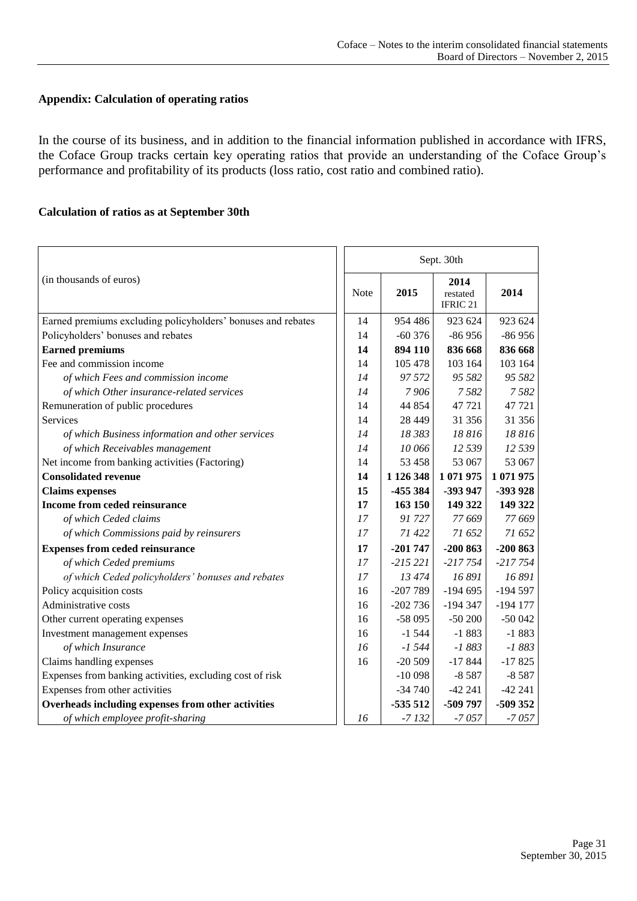**Appendix: Calculation of operating ratios**

In the course of its business, and in addition to the financial information published in accordance with IFRS, the Coface Group tracks certain key operating ratios that provide an understanding of the Coface Group's performance and profitability of its products (loss ratio, cost ratio and combined ratio).

**Calculation of ratios as at September 30th**

| (in thousands of euros) | Sept. 30th | | | |
|---|---|---|---|---|
| | Note | 2015 | 2014 restated IFRIC 21 | 2014 |
| Earned premiums excluding policyholders' bonuses and rebates | 14 | 954 486 | 923 624 | 923 624 |
| Policyholders' bonuses and rebates | 14 | -60 376 | -86 956 | -86 956 |
| **Earned premiums** | **14** | **894 110** | **836 668** | **836 668** |
| Fee and commission income | 14 | 105 478 | 103 164 | 103 164 |
| *of which Fees and commission income* | *14* | *97 572* | *95 582* | *95 582* |
| *of which Other insurance-related services* | *14* | *7 906* | *7 582* | *7 582* |
| Remuneration of public procedures | 14 | 44 854 | 47 721 | 47 721 |
| Services | 14 | 28 449 | 31 356 | 31 356 |
| *of which Business information and other services* | *14* | *18 383* | *18 816* | *18 816* |
| *of which Receivables management* | *14* | *10 066* | *12 539* | *12 539* |
| Net income from banking activities (Factoring) | 14 | 53 458 | 53 067 | 53 067 |
| **Consolidated revenue** | **14** | **1 126 348** | **1 071 975** | **1 071 975** |
| **Claims expenses** | **15** | **-455 384** | **-393 947** | **-393 928** |
| **Income from ceded reinsurance** | **17** | **163 150** | **149 322** | **149 322** |
| *of which Ceded claims* | *17* | *91 727* | *77 669* | *77 669* |
| *of which Commissions paid by reinsurers* | *17* | *71 422* | *71 652* | *71 652* |
| **Expenses from ceded reinsurance** | **17** | **-201 747** | **-200 863** | **-200 863** |
| *of which Ceded premiums* | *17* | *-215 221* | *-217 754* | *-217 754* |
| *of which Ceded policyholders' bonuses and rebates* | *17* | *13 474* | *16 891* | *16 891* |
| Policy acquisition costs | 16 | -207 789 | -194 695 | -194 597 |
| Administrative costs | 16 | -202 736 | -194 347 | -194 177 |
| Other current operating expenses | 16 | -58 095 | -50 200 | -50 042 |
| Investment management expenses | 16 | -1 544 | -1 883 | -1 883 |
| *of which Insurance* | *16* | *-1 544* | *-1 883* | *-1 883* |
| Claims handling expenses | 16 | -20 509 | -17 844 | -17 825 |
| Expenses from banking activities, excluding cost of risk | | -10 098 | -8 587 | -8 587 |
| Expenses from other activities | | -34 740 | -42 241 | -42 241 |
| **Overheads including expenses from other activities** | | **-535 512** | **-509 797** | **-509 352** |
| *of which employee profit-sharing* | *16* | *-7 132* | *-7 057* | *-7 057* |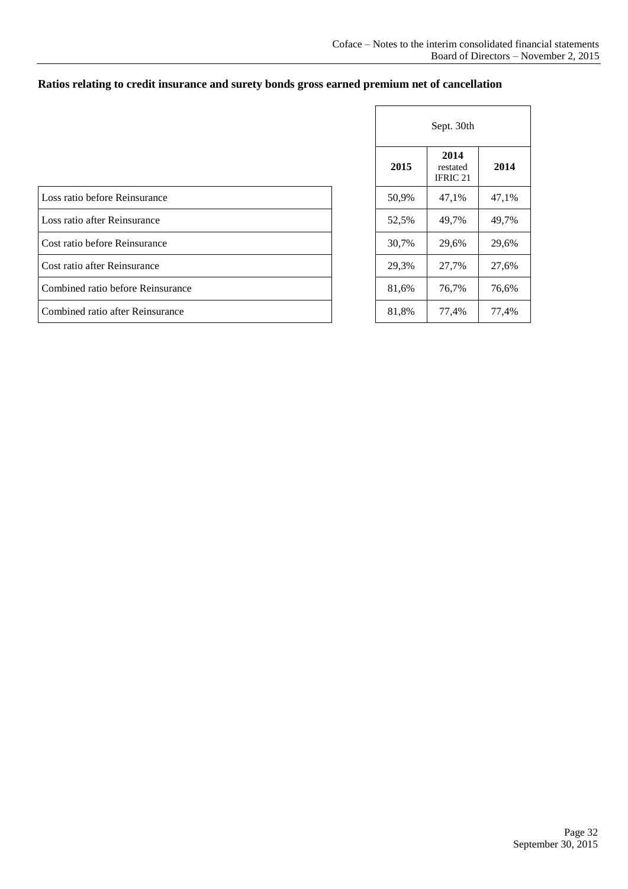**Ratios relating to credit insurance and surety bonds gross earned premium net of cancellation**

| | Sept. 30th | | |
|---|---|---|---|
| | **2015** | **2014** restated IFRIC 21 | **2014** |
| Loss ratio before Reinsurance | 50,9% | 47,1% | 47,1% |
| Loss ratio after Reinsurance | 52,5% | 49,7% | 49,7% |
| Cost ratio before Reinsurance | 30,7% | 29,6% | 29,6% |
| Cost ratio after Reinsurance | 29,3% | 27,7% | 27,6% |
| Combined ratio before Reinsurance | 81,6% | 76,7% | 76,6% |
| Combined ratio after Reinsurance | 81,8% | 77,4% | 77,4% |